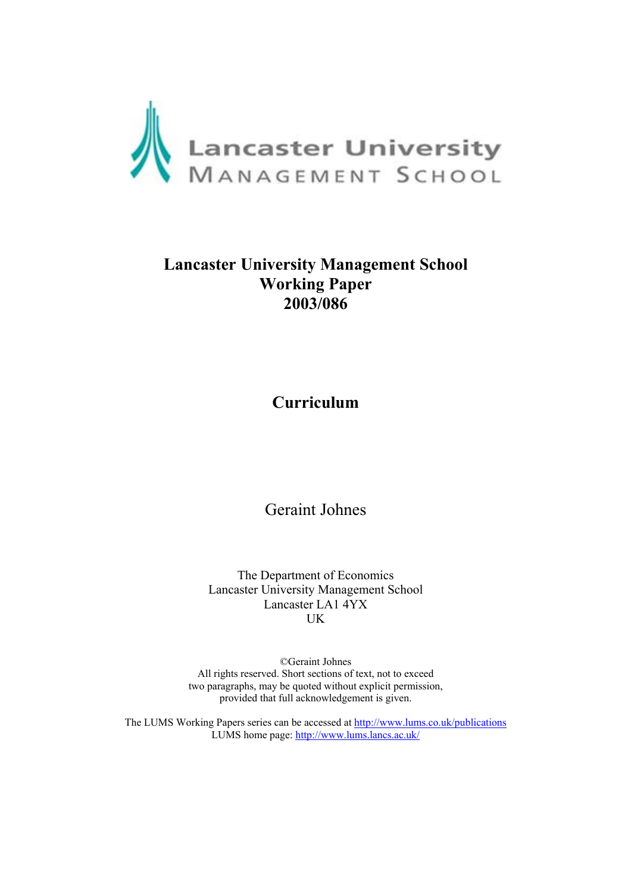Lancaster University
MANAGEMENT SCHOOL

**Lancaster University Management School**
**Working Paper**
**2003/086**

# Curriculum

Geraint Johnes

The Department of Economics
Lancaster University Management School
Lancaster LA1 4YX
UK

©Geraint Johnes
All rights reserved. Short sections of text, not to exceed two paragraphs, may be quoted without explicit permission, provided that full acknowledgement is given.

The LUMS Working Papers series can be accessed at http://www.lums.co.uk/publications
LUMS home page: http://www.lums.lancs.ac.uk/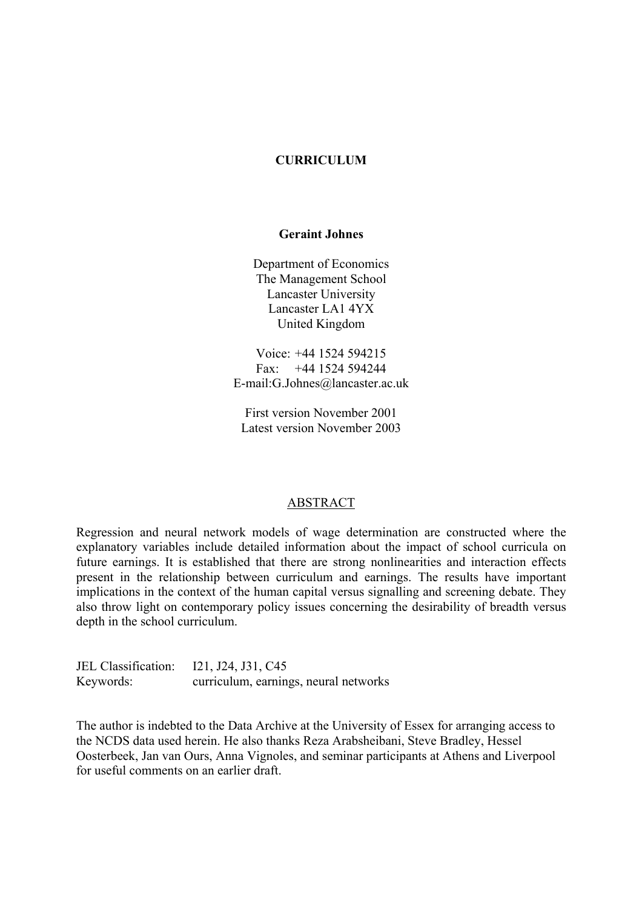**CURRICULUM**

**Geraint Johnes**

Department of Economics  
The Management School  
Lancaster University  
Lancaster LA1 4YX  
United Kingdom

Voice: +44 1524 594215  
Fax: +44 1524 594244  
E-mail:G.Johnes@lancaster.ac.uk

First version November 2001  
Latest version November 2003

ABSTRACT

Regression and neural network models of wage determination are constructed where the explanatory variables include detailed information about the impact of school curricula on future earnings. It is established that there are strong nonlinearities and interaction effects present in the relationship between curriculum and earnings. The results have important implications in the context of the human capital versus signalling and screening debate. They also throw light on contemporary policy issues concerning the desirability of breadth versus depth in the school curriculum.

JEL Classification: I21, J24, J31, C45  
Keywords: curriculum, earnings, neural networks

The author is indebted to the Data Archive at the University of Essex for arranging access to the NCDS data used herein. He also thanks Reza Arabsheibani, Steve Bradley, Hessel Oosterbeek, Jan van Ours, Anna Vignoles, and seminar participants at Athens and Liverpool for useful comments on an earlier draft.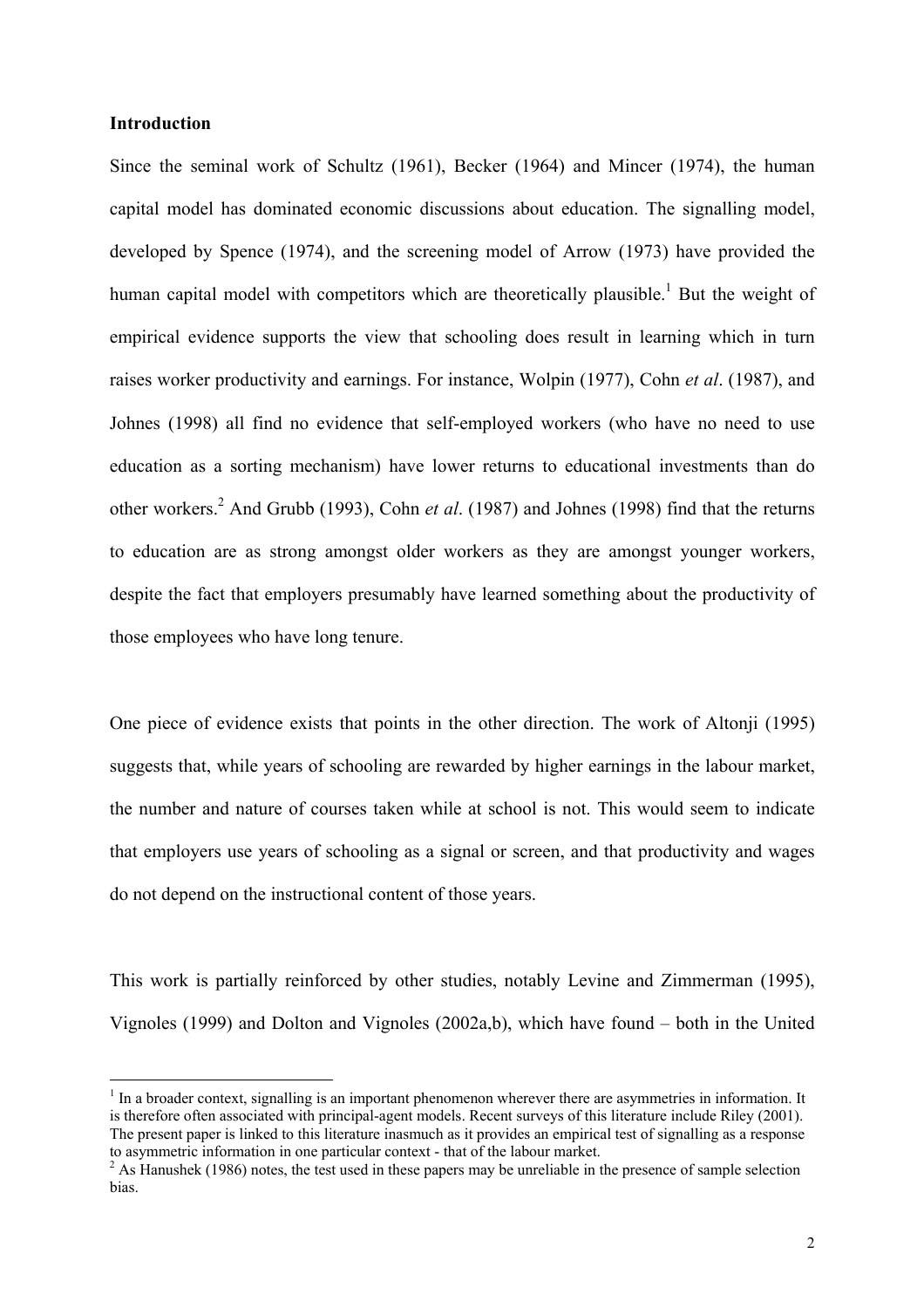## Introduction

Since the seminal work of Schultz (1961), Becker (1964) and Mincer (1974), the human capital model has dominated economic discussions about education. The signalling model, developed by Spence (1974), and the screening model of Arrow (1973) have provided the human capital model with competitors which are theoretically plausible.[1] But the weight of empirical evidence supports the view that schooling does result in learning which in turn raises worker productivity and earnings. For instance, Wolpin (1977), Cohn *et al*. (1987), and Johnes (1998) all find no evidence that self-employed workers (who have no need to use education as a sorting mechanism) have lower returns to educational investments than do other workers.[2] And Grubb (1993), Cohn *et al*. (1987) and Johnes (1998) find that the returns to education are as strong amongst older workers as they are amongst younger workers, despite the fact that employers presumably have learned something about the productivity of those employees who have long tenure.

One piece of evidence exists that points in the other direction. The work of Altonji (1995) suggests that, while years of schooling are rewarded by higher earnings in the labour market, the number and nature of courses taken while at school is not. This would seem to indicate that employers use years of schooling as a signal or screen, and that productivity and wages do not depend on the instructional content of those years.

This work is partially reinforced by other studies, notably Levine and Zimmerman (1995), Vignoles (1999) and Dolton and Vignoles (2002a,b), which have found – both in the United

[1] In a broader context, signalling is an important phenomenon wherever there are asymmetries in information. It is therefore often associated with principal-agent models. Recent surveys of this literature include Riley (2001). The present paper is linked to this literature inasmuch as it provides an empirical test of signalling as a response to asymmetric information in one particular context - that of the labour market.

[2] As Hanushek (1986) notes, the test used in these papers may be unreliable in the presence of sample selection bias.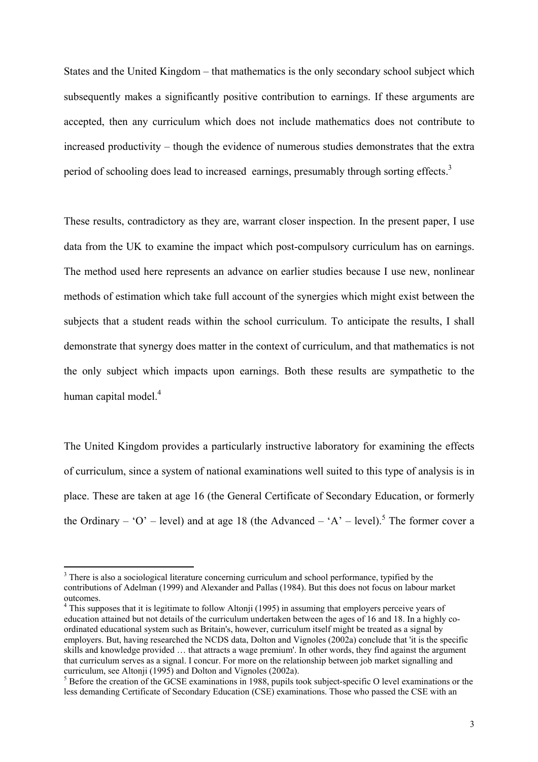States and the United Kingdom – that mathematics is the only secondary school subject which subsequently makes a significantly positive contribution to earnings. If these arguments are accepted, then any curriculum which does not include mathematics does not contribute to increased productivity – though the evidence of numerous studies demonstrates that the extra period of schooling does lead to increased earnings, presumably through sorting effects.[3]

These results, contradictory as they are, warrant closer inspection. In the present paper, I use data from the UK to examine the impact which post-compulsory curriculum has on earnings. The method used here represents an advance on earlier studies because I use new, nonlinear methods of estimation which take full account of the synergies which might exist between the subjects that a student reads within the school curriculum. To anticipate the results, I shall demonstrate that synergy does matter in the context of curriculum, and that mathematics is not the only subject which impacts upon earnings. Both these results are sympathetic to the human capital model.[4]

The United Kingdom provides a particularly instructive laboratory for examining the effects of curriculum, since a system of national examinations well suited to this type of analysis is in place. These are taken at age 16 (the General Certificate of Secondary Education, or formerly the Ordinary – 'O' – level) and at age 18 (the Advanced – 'A' – level).[5] The former cover a

---

[3] There is also a sociological literature concerning curriculum and school performance, typified by the contributions of Adelman (1999) and Alexander and Pallas (1984). But this does not focus on labour market outcomes.

[4] This supposes that it is legitimate to follow Altonji (1995) in assuming that employers perceive years of education attained but not details of the curriculum undertaken between the ages of 16 and 18. In a highly co-ordinated educational system such as Britain's, however, curriculum itself might be treated as a signal by employers. But, having researched the NCDS data, Dolton and Vignoles (2002a) conclude that 'it is the specific skills and knowledge provided … that attracts a wage premium'. In other words, they find against the argument that curriculum serves as a signal. I concur. For more on the relationship between job market signalling and curriculum, see Altonji (1995) and Dolton and Vignoles (2002a).

[5] Before the creation of the GCSE examinations in 1988, pupils took subject-specific O level examinations or the less demanding Certificate of Secondary Education (CSE) examinations. Those who passed the CSE with an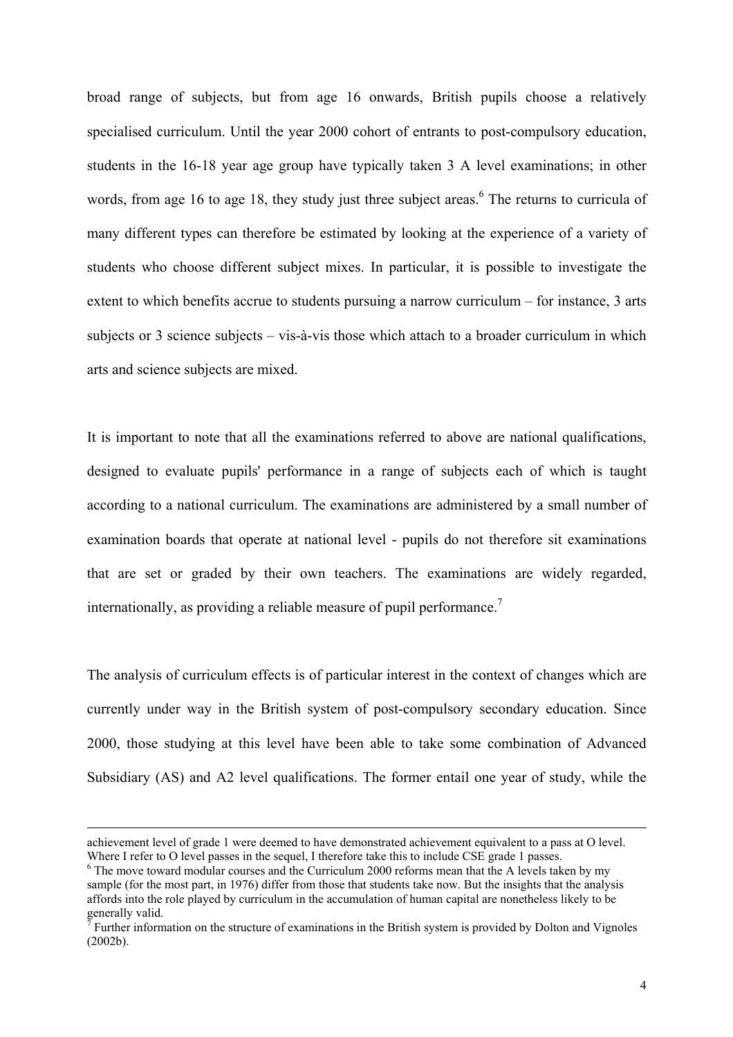broad range of subjects, but from age 16 onwards, British pupils choose a relatively specialised curriculum. Until the year 2000 cohort of entrants to post-compulsory education, students in the 16-18 year age group have typically taken 3 A level examinations; in other words, from age 16 to age 18, they study just three subject areas.[6] The returns to curricula of many different types can therefore be estimated by looking at the experience of a variety of students who choose different subject mixes. In particular, it is possible to investigate the extent to which benefits accrue to students pursuing a narrow curriculum – for instance, 3 arts subjects or 3 science subjects – vis-à-vis those which attach to a broader curriculum in which arts and science subjects are mixed.

It is important to note that all the examinations referred to above are national qualifications, designed to evaluate pupils' performance in a range of subjects each of which is taught according to a national curriculum. The examinations are administered by a small number of examination boards that operate at national level - pupils do not therefore sit examinations that are set or graded by their own teachers. The examinations are widely regarded, internationally, as providing a reliable measure of pupil performance.[7]

The analysis of curriculum effects is of particular interest in the context of changes which are currently under way in the British system of post-compulsory secondary education. Since 2000, those studying at this level have been able to take some combination of Advanced Subsidiary (AS) and A2 level qualifications. The former entail one year of study, while the

---

achievement level of grade 1 were deemed to have demonstrated achievement equivalent to a pass at O level. Where I refer to O level passes in the sequel, I therefore take this to include CSE grade 1 passes.

[6] The move toward modular courses and the Curriculum 2000 reforms mean that the A levels taken by my sample (for the most part, in 1976) differ from those that students take now. But the insights that the analysis affords into the role played by curriculum in the accumulation of human capital are nonetheless likely to be generally valid.

[7] Further information on the structure of examinations in the British system is provided by Dolton and Vignoles (2002b).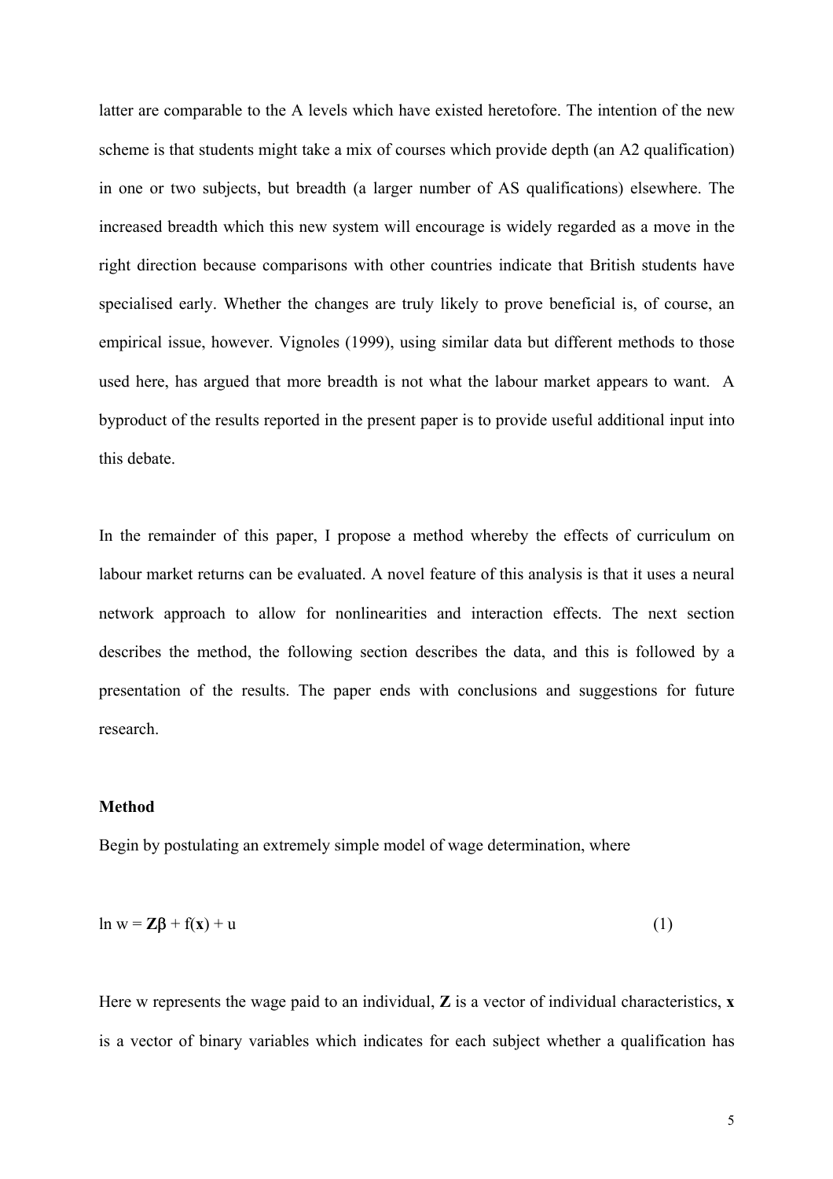latter are comparable to the A levels which have existed heretofore. The intention of the new scheme is that students might take a mix of courses which provide depth (an A2 qualification) in one or two subjects, but breadth (a larger number of AS qualifications) elsewhere. The increased breadth which this new system will encourage is widely regarded as a move in the right direction because comparisons with other countries indicate that British students have specialised early. Whether the changes are truly likely to prove beneficial is, of course, an empirical issue, however. Vignoles (1999), using similar data but different methods to those used here, has argued that more breadth is not what the labour market appears to want. A byproduct of the results reported in the present paper is to provide useful additional input into this debate.

In the remainder of this paper, I propose a method whereby the effects of curriculum on labour market returns can be evaluated. A novel feature of this analysis is that it uses a neural network approach to allow for nonlinearities and interaction effects. The next section describes the method, the following section describes the data, and this is followed by a presentation of the results. The paper ends with conclusions and suggestions for future research.

## Method

Begin by postulating an extremely simple model of wage determination, where

$$\ln w = \mathbf{Z}\boldsymbol{\beta} + f(\mathbf{x}) + u \qquad (1)$$

Here w represents the wage paid to an individual, **Z** is a vector of individual characteristics, **x** is a vector of binary variables which indicates for each subject whether a qualification has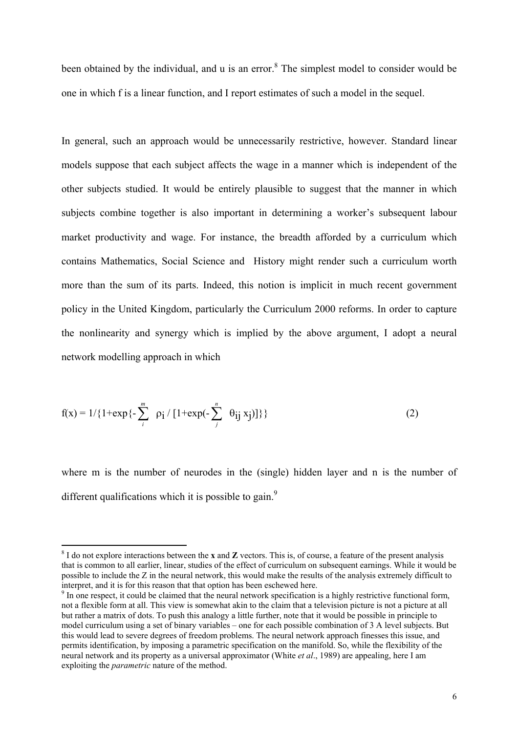been obtained by the individual, and u is an error.[8] The simplest model to consider would be one in which f is a linear function, and I report estimates of such a model in the sequel.

In general, such an approach would be unnecessarily restrictive, however. Standard linear models suppose that each subject affects the wage in a manner which is independent of the other subjects studied. It would be entirely plausible to suggest that the manner in which subjects combine together is also important in determining a worker's subsequent labour market productivity and wage. For instance, the breadth afforded by a curriculum which contains Mathematics, Social Science and History might render such a curriculum worth more than the sum of its parts. Indeed, this notion is implicit in much recent government policy in the United Kingdom, particularly the Curriculum 2000 reforms. In order to capture the nonlinearity and synergy which is implied by the above argument, I adopt a neural network modelling approach in which

$$f(x) = 1/\{1+\exp\{-\sum_{i}^{m} \rho_i / [1+\exp(-\sum_{j}^{n} \theta_{ij} x_j)]\}\} \tag{2}$$

where m is the number of neurodes in the (single) hidden layer and n is the number of different qualifications which it is possible to gain.[9]

[8] I do not explore interactions between the **x** and **Z** vectors. This is, of course, a feature of the present analysis that is common to all earlier, linear, studies of the effect of curriculum on subsequent earnings. While it would be possible to include the Z in the neural network, this would make the results of the analysis extremely difficult to interpret, and it is for this reason that that option has been eschewed here.

[9] In one respect, it could be claimed that the neural network specification is a highly restrictive functional form, not a flexible form at all. This view is somewhat akin to the claim that a television picture is not a picture at all but rather a matrix of dots. To push this analogy a little further, note that it would be possible in principle to model curriculum using a set of binary variables – one for each possible combination of 3 A level subjects. But this would lead to severe degrees of freedom problems. The neural network approach finesses this issue, and permits identification, by imposing a parametric specification on the manifold. So, while the flexibility of the neural network and its property as a universal approximator (White *et al*., 1989) are appealing, here I am exploiting the *parametric* nature of the method.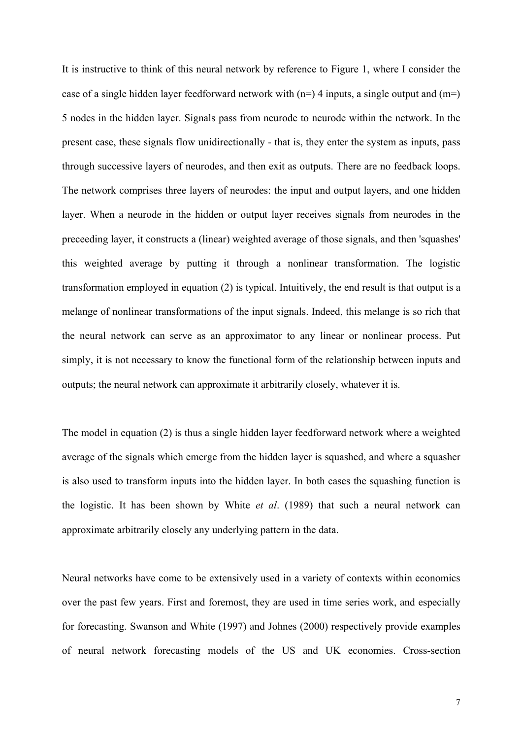It is instructive to think of this neural network by reference to Figure 1, where I consider the case of a single hidden layer feedforward network with (n=) 4 inputs, a single output and (m=) 5 nodes in the hidden layer. Signals pass from neurode to neurode within the network. In the present case, these signals flow unidirectionally - that is, they enter the system as inputs, pass through successive layers of neurodes, and then exit as outputs. There are no feedback loops. The network comprises three layers of neurodes: the input and output layers, and one hidden layer. When a neurode in the hidden or output layer receives signals from neurodes in the preceeding layer, it constructs a (linear) weighted average of those signals, and then 'squashes' this weighted average by putting it through a nonlinear transformation. The logistic transformation employed in equation (2) is typical. Intuitively, the end result is that output is a melange of nonlinear transformations of the input signals. Indeed, this melange is so rich that the neural network can serve as an approximator to any linear or nonlinear process. Put simply, it is not necessary to know the functional form of the relationship between inputs and outputs; the neural network can approximate it arbitrarily closely, whatever it is.

The model in equation (2) is thus a single hidden layer feedforward network where a weighted average of the signals which emerge from the hidden layer is squashed, and where a squasher is also used to transform inputs into the hidden layer. In both cases the squashing function is the logistic. It has been shown by White *et al*. (1989) that such a neural network can approximate arbitrarily closely any underlying pattern in the data.

Neural networks have come to be extensively used in a variety of contexts within economics over the past few years. First and foremost, they are used in time series work, and especially for forecasting. Swanson and White (1997) and Johnes (2000) respectively provide examples of neural network forecasting models of the US and UK economies. Cross-section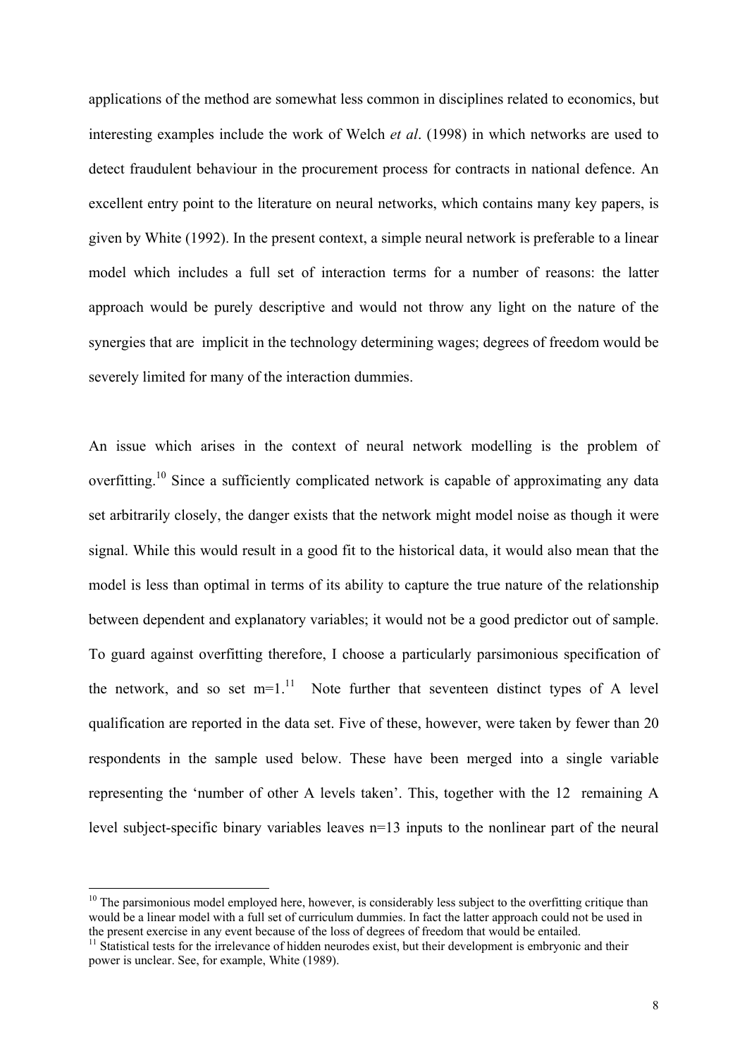applications of the method are somewhat less common in disciplines related to economics, but interesting examples include the work of Welch *et al*. (1998) in which networks are used to detect fraudulent behaviour in the procurement process for contracts in national defence. An excellent entry point to the literature on neural networks, which contains many key papers, is given by White (1992). In the present context, a simple neural network is preferable to a linear model which includes a full set of interaction terms for a number of reasons: the latter approach would be purely descriptive and would not throw any light on the nature of the synergies that are implicit in the technology determining wages; degrees of freedom would be severely limited for many of the interaction dummies.

An issue which arises in the context of neural network modelling is the problem of overfitting.[10] Since a sufficiently complicated network is capable of approximating any data set arbitrarily closely, the danger exists that the network might model noise as though it were signal. While this would result in a good fit to the historical data, it would also mean that the model is less than optimal in terms of its ability to capture the true nature of the relationship between dependent and explanatory variables; it would not be a good predictor out of sample. To guard against overfitting therefore, I choose a particularly parsimonious specification of the network, and so set $m=1$.[11] Note further that seventeen distinct types of A level qualification are reported in the data set. Five of these, however, were taken by fewer than 20 respondents in the sample used below. These have been merged into a single variable representing the 'number of other A levels taken'. This, together with the 12 remaining A level subject-specific binary variables leaves $n=13$ inputs to the nonlinear part of the neural

---

[10] The parsimonious model employed here, however, is considerably less subject to the overfitting critique than would be a linear model with a full set of curriculum dummies. In fact the latter approach could not be used in the present exercise in any event because of the loss of degrees of freedom that would be entailed.

[11] Statistical tests for the irrelevance of hidden neurodes exist, but their development is embryonic and their power is unclear. See, for example, White (1989).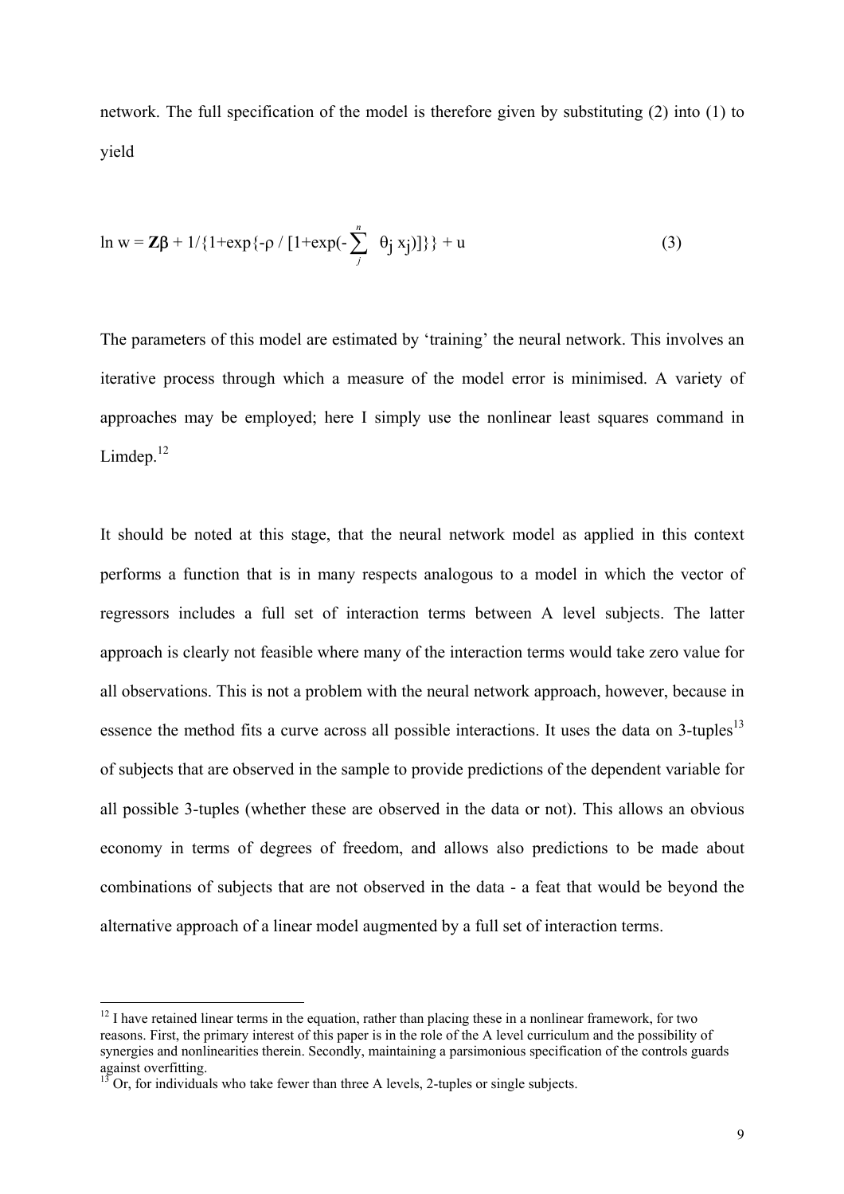network. The full specification of the model is therefore given by substituting (2) into (1) to yield

$$\ln w = \mathbf{Z}\boldsymbol{\beta} + 1/\{1+\exp\{-\rho / [1+\exp(-\sum_{j}^{n} \theta_j x_j)]\}\} + u \qquad (3)$$

The parameters of this model are estimated by 'training' the neural network. This involves an iterative process through which a measure of the model error is minimised. A variety of approaches may be employed; here I simply use the nonlinear least squares command in Limdep.[12]

It should be noted at this stage, that the neural network model as applied in this context performs a function that is in many respects analogous to a model in which the vector of regressors includes a full set of interaction terms between A level subjects. The latter approach is clearly not feasible where many of the interaction terms would take zero value for all observations. This is not a problem with the neural network approach, however, because in essence the method fits a curve across all possible interactions. It uses the data on 3-tuples[13] of subjects that are observed in the sample to provide predictions of the dependent variable for all possible 3-tuples (whether these are observed in the data or not). This allows an obvious economy in terms of degrees of freedom, and allows also predictions to be made about combinations of subjects that are not observed in the data - a feat that would be beyond the alternative approach of a linear model augmented by a full set of interaction terms.

---

[12] I have retained linear terms in the equation, rather than placing these in a nonlinear framework, for two reasons. First, the primary interest of this paper is in the role of the A level curriculum and the possibility of synergies and nonlinearities therein. Secondly, maintaining a parsimonious specification of the controls guards against overfitting.

[13] Or, for individuals who take fewer than three A levels, 2-tuples or single subjects.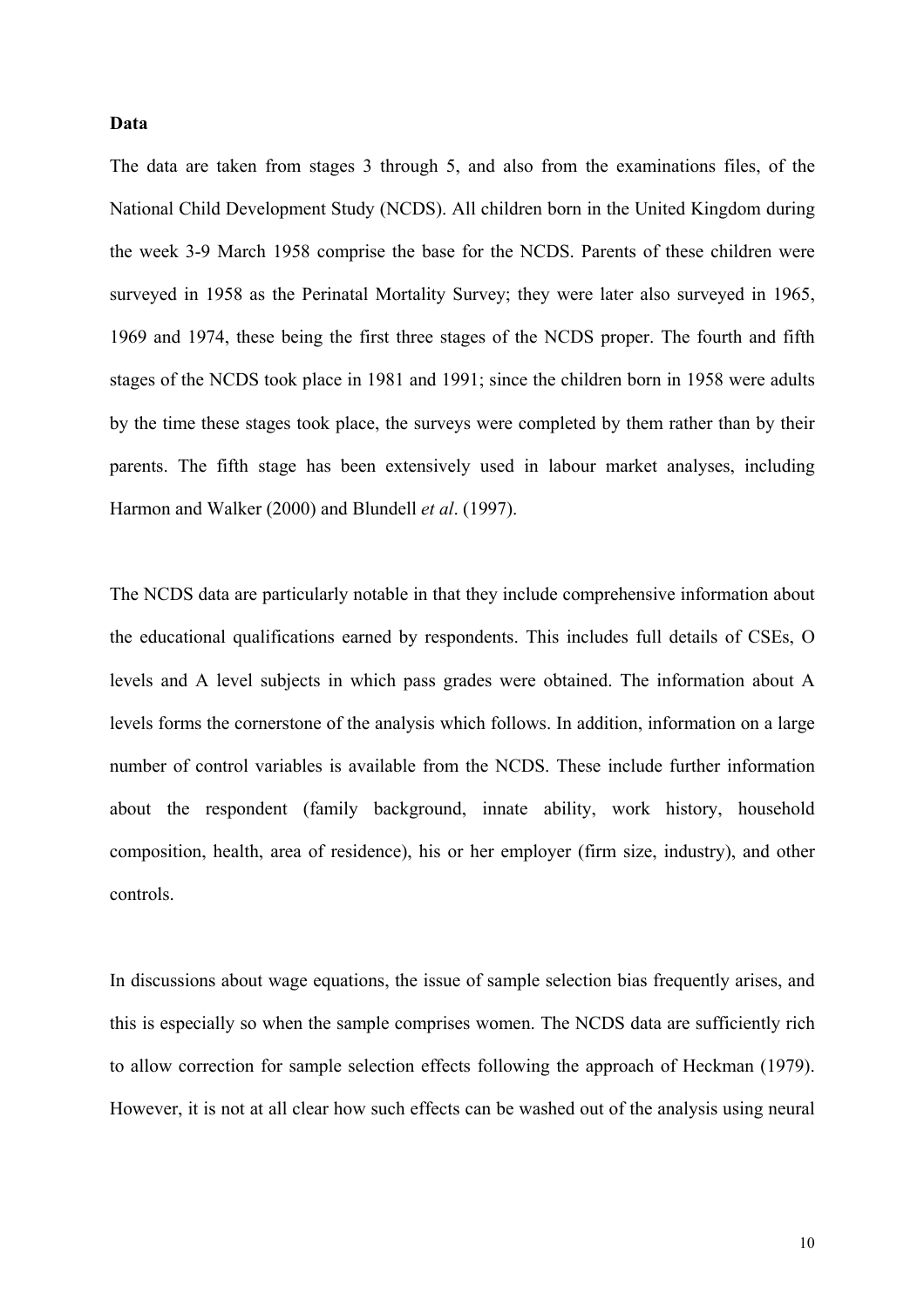**Data**

The data are taken from stages 3 through 5, and also from the examinations files, of the National Child Development Study (NCDS). All children born in the United Kingdom during the week 3-9 March 1958 comprise the base for the NCDS. Parents of these children were surveyed in 1958 as the Perinatal Mortality Survey; they were later also surveyed in 1965, 1969 and 1974, these being the first three stages of the NCDS proper. The fourth and fifth stages of the NCDS took place in 1981 and 1991; since the children born in 1958 were adults by the time these stages took place, the surveys were completed by them rather than by their parents. The fifth stage has been extensively used in labour market analyses, including Harmon and Walker (2000) and Blundell *et al*. (1997).

The NCDS data are particularly notable in that they include comprehensive information about the educational qualifications earned by respondents. This includes full details of CSEs, O levels and A level subjects in which pass grades were obtained. The information about A levels forms the cornerstone of the analysis which follows. In addition, information on a large number of control variables is available from the NCDS. These include further information about the respondent (family background, innate ability, work history, household composition, health, area of residence), his or her employer (firm size, industry), and other controls.

In discussions about wage equations, the issue of sample selection bias frequently arises, and this is especially so when the sample comprises women. The NCDS data are sufficiently rich to allow correction for sample selection effects following the approach of Heckman (1979). However, it is not at all clear how such effects can be washed out of the analysis using neural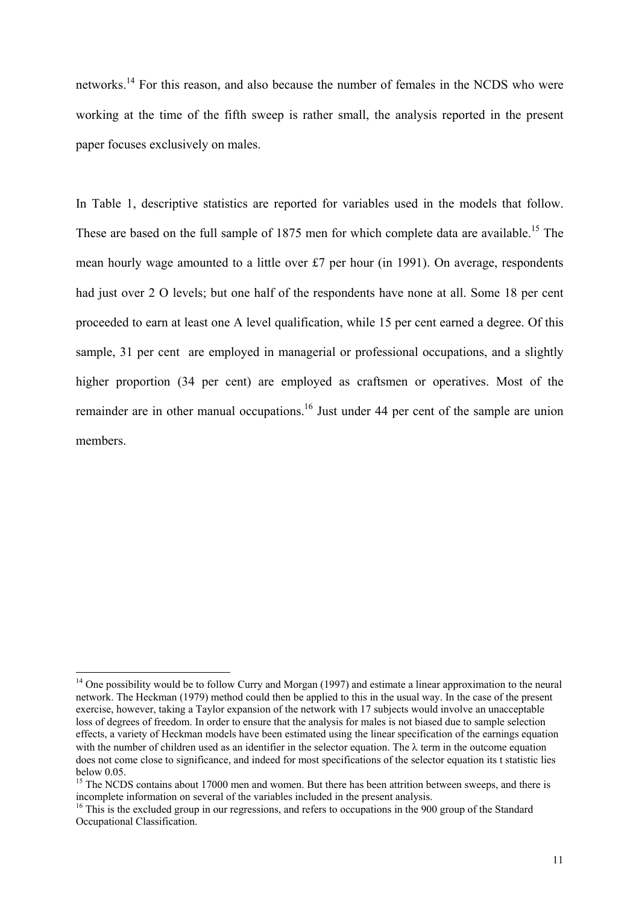networks.[14] For this reason, and also because the number of females in the NCDS who were working at the time of the fifth sweep is rather small, the analysis reported in the present paper focuses exclusively on males.

In Table 1, descriptive statistics are reported for variables used in the models that follow. These are based on the full sample of 1875 men for which complete data are available.[15] The mean hourly wage amounted to a little over £7 per hour (in 1991). On average, respondents had just over 2 O levels; but one half of the respondents have none at all. Some 18 per cent proceeded to earn at least one A level qualification, while 15 per cent earned a degree. Of this sample, 31 per cent are employed in managerial or professional occupations, and a slightly higher proportion (34 per cent) are employed as craftsmen or operatives. Most of the remainder are in other manual occupations.[16] Just under 44 per cent of the sample are union members.

---

[14] One possibility would be to follow Curry and Morgan (1997) and estimate a linear approximation to the neural network. The Heckman (1979) method could then be applied to this in the usual way. In the case of the present exercise, however, taking a Taylor expansion of the network with 17 subjects would involve an unacceptable loss of degrees of freedom. In order to ensure that the analysis for males is not biased due to sample selection effects, a variety of Heckman models have been estimated using the linear specification of the earnings equation with the number of children used as an identifier in the selector equation. The $\lambda$ term in the outcome equation does not come close to significance, and indeed for most specifications of the selector equation its t statistic lies below 0.05.

[15] The NCDS contains about 17000 men and women. But there has been attrition between sweeps, and there is incomplete information on several of the variables included in the present analysis.

[16] This is the excluded group in our regressions, and refers to occupations in the 900 group of the Standard Occupational Classification.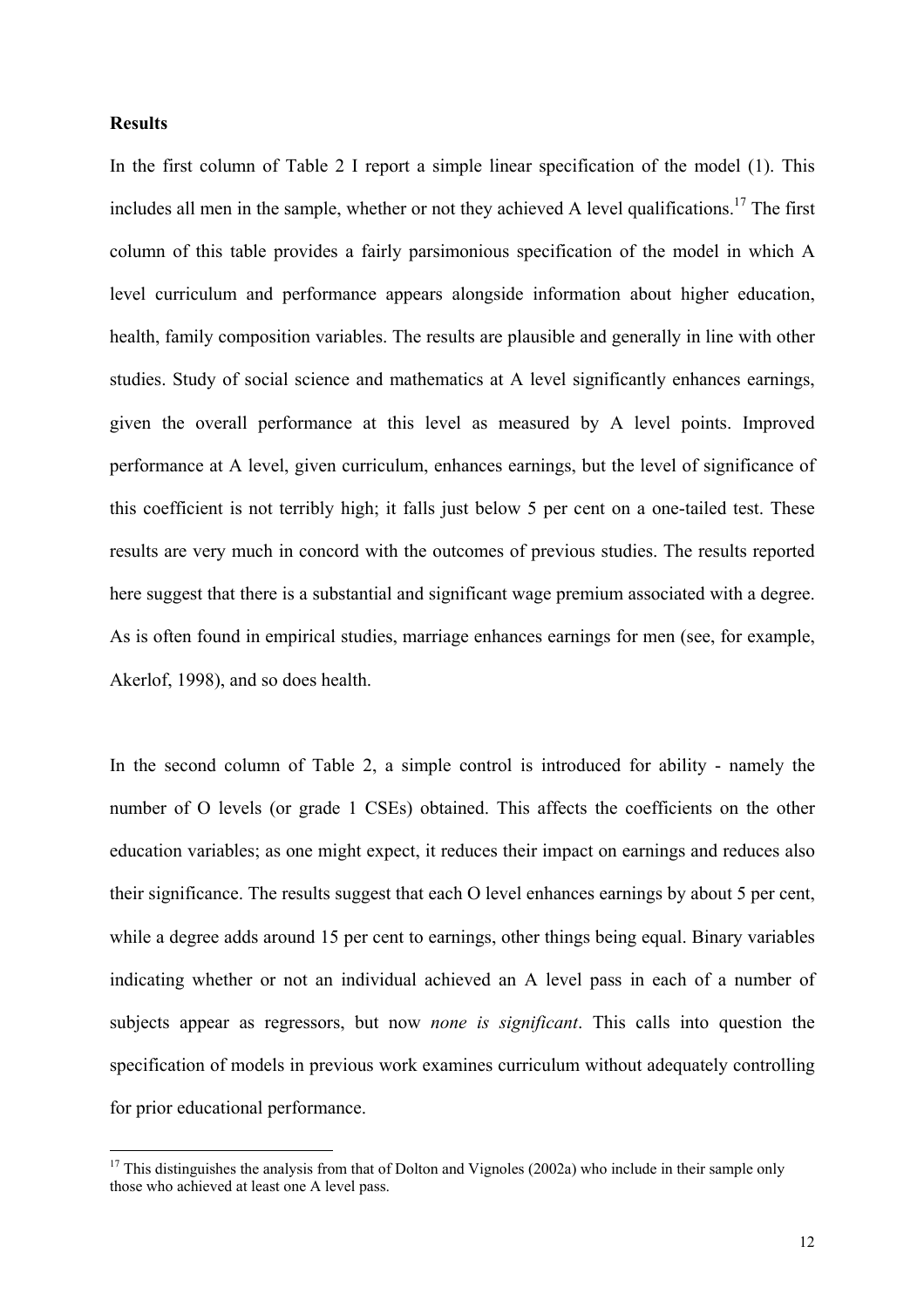**Results**

In the first column of Table 2 I report a simple linear specification of the model (1). This includes all men in the sample, whether or not they achieved A level qualifications.[17] The first column of this table provides a fairly parsimonious specification of the model in which A level curriculum and performance appears alongside information about higher education, health, family composition variables. The results are plausible and generally in line with other studies. Study of social science and mathematics at A level significantly enhances earnings, given the overall performance at this level as measured by A level points. Improved performance at A level, given curriculum, enhances earnings, but the level of significance of this coefficient is not terribly high; it falls just below 5 per cent on a one-tailed test. These results are very much in concord with the outcomes of previous studies. The results reported here suggest that there is a substantial and significant wage premium associated with a degree. As is often found in empirical studies, marriage enhances earnings for men (see, for example, Akerlof, 1998), and so does health.

In the second column of Table 2, a simple control is introduced for ability - namely the number of O levels (or grade 1 CSEs) obtained. This affects the coefficients on the other education variables; as one might expect, it reduces their impact on earnings and reduces also their significance. The results suggest that each O level enhances earnings by about 5 per cent, while a degree adds around 15 per cent to earnings, other things being equal. Binary variables indicating whether or not an individual achieved an A level pass in each of a number of subjects appear as regressors, but now *none is significant*. This calls into question the specification of models in previous work examines curriculum without adequately controlling for prior educational performance.

---

[17] This distinguishes the analysis from that of Dolton and Vignoles (2002a) who include in their sample only those who achieved at least one A level pass.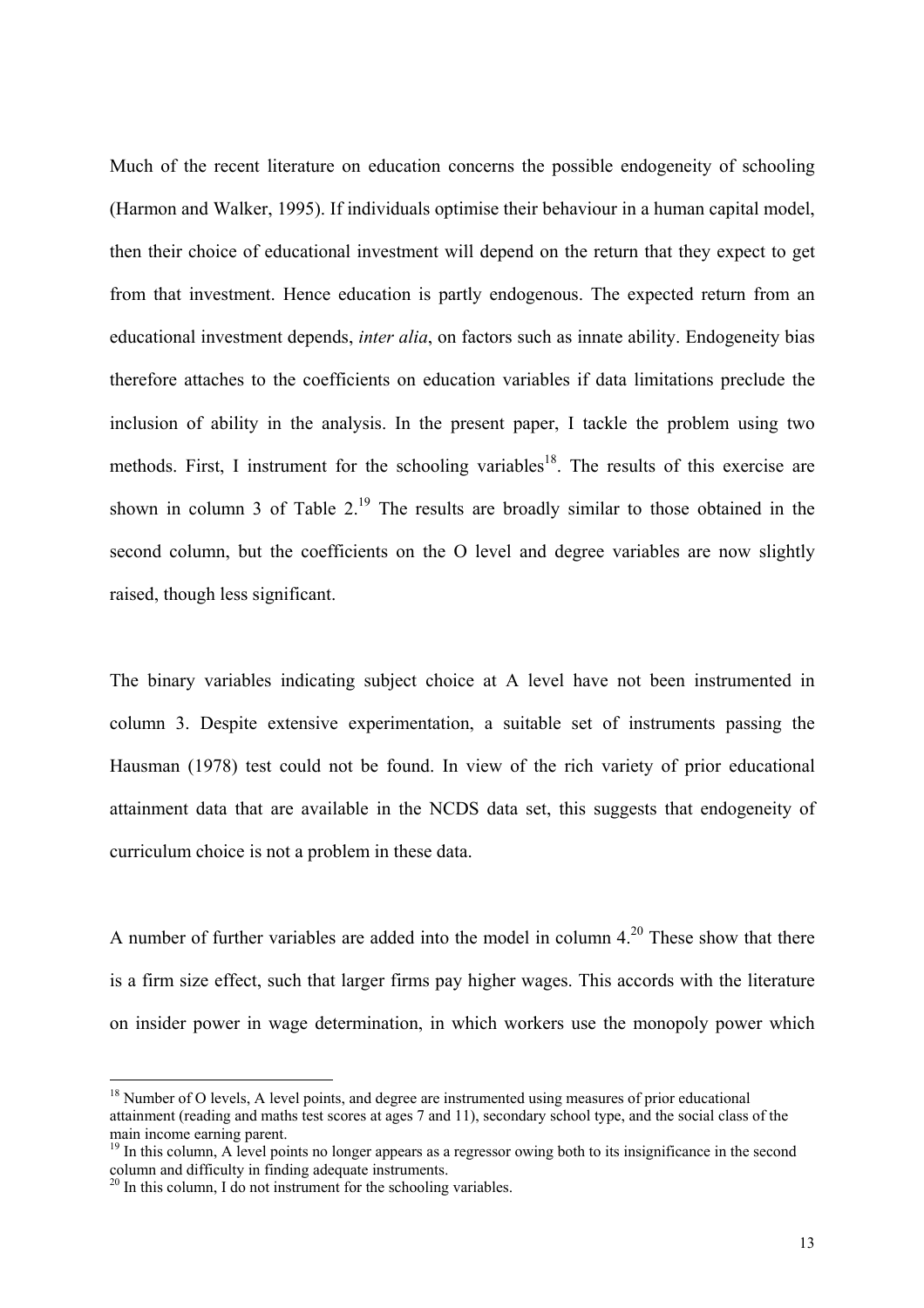Much of the recent literature on education concerns the possible endogeneity of schooling (Harmon and Walker, 1995). If individuals optimise their behaviour in a human capital model, then their choice of educational investment will depend on the return that they expect to get from that investment. Hence education is partly endogenous. The expected return from an educational investment depends, *inter alia*, on factors such as innate ability. Endogeneity bias therefore attaches to the coefficients on education variables if data limitations preclude the inclusion of ability in the analysis. In the present paper, I tackle the problem using two methods. First, I instrument for the schooling variables[18]. The results of this exercise are shown in column 3 of Table 2.[19] The results are broadly similar to those obtained in the second column, but the coefficients on the O level and degree variables are now slightly raised, though less significant.

The binary variables indicating subject choice at A level have not been instrumented in column 3. Despite extensive experimentation, a suitable set of instruments passing the Hausman (1978) test could not be found. In view of the rich variety of prior educational attainment data that are available in the NCDS data set, this suggests that endogeneity of curriculum choice is not a problem in these data.

A number of further variables are added into the model in column 4.[20] These show that there is a firm size effect, such that larger firms pay higher wages. This accords with the literature on insider power in wage determination, in which workers use the monopoly power which

---

[18] Number of O levels, A level points, and degree are instrumented using measures of prior educational attainment (reading and maths test scores at ages 7 and 11), secondary school type, and the social class of the main income earning parent.

[19] In this column, A level points no longer appears as a regressor owing both to its insignificance in the second column and difficulty in finding adequate instruments.

[20] In this column, I do not instrument for the schooling variables.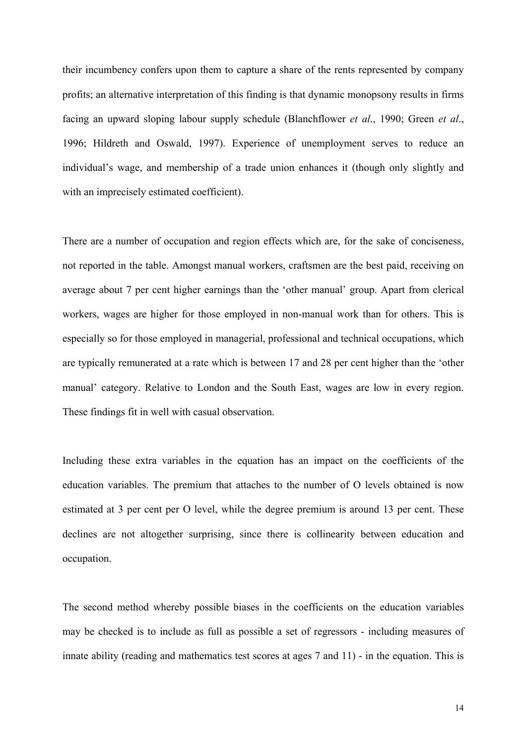their incumbency confers upon them to capture a share of the rents represented by company profits; an alternative interpretation of this finding is that dynamic monopsony results in firms facing an upward sloping labour supply schedule (Blanchflower *et al*., 1990; Green *et al*., 1996; Hildreth and Oswald, 1997). Experience of unemployment serves to reduce an individual's wage, and membership of a trade union enhances it (though only slightly and with an imprecisely estimated coefficient).

There are a number of occupation and region effects which are, for the sake of conciseness, not reported in the table. Amongst manual workers, craftsmen are the best paid, receiving on average about 7 per cent higher earnings than the 'other manual' group. Apart from clerical workers, wages are higher for those employed in non-manual work than for others. This is especially so for those employed in managerial, professional and technical occupations, which are typically remunerated at a rate which is between 17 and 28 per cent higher than the 'other manual' category. Relative to London and the South East, wages are low in every region. These findings fit in well with casual observation.

Including these extra variables in the equation has an impact on the coefficients of the education variables. The premium that attaches to the number of O levels obtained is now estimated at 3 per cent per O level, while the degree premium is around 13 per cent. These declines are not altogether surprising, since there is collinearity between education and occupation.

The second method whereby possible biases in the coefficients on the education variables may be checked is to include as full as possible a set of regressors - including measures of innate ability (reading and mathematics test scores at ages 7 and 11) - in the equation. This is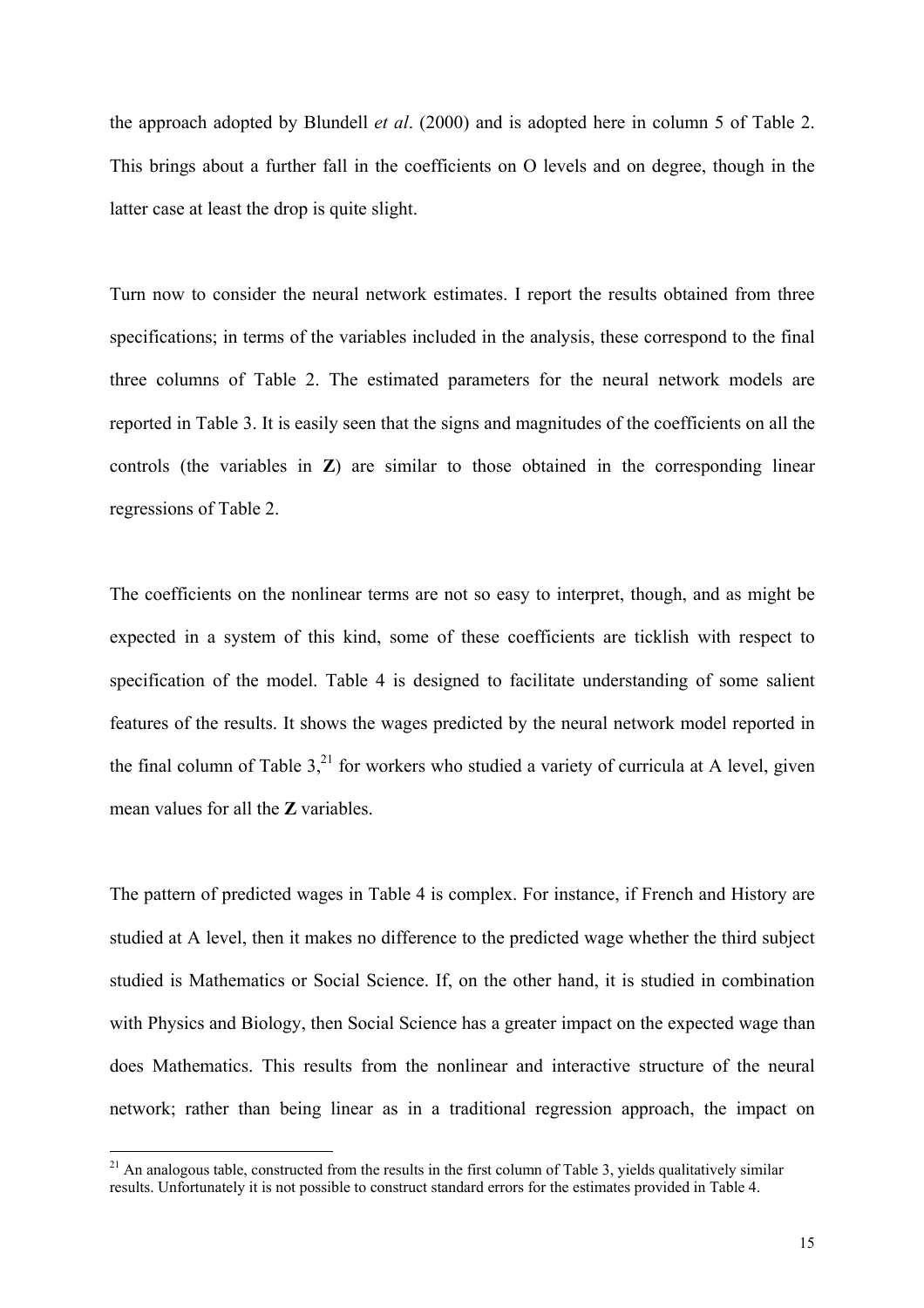the approach adopted by Blundell *et al*. (2000) and is adopted here in column 5 of Table 2. This brings about a further fall in the coefficients on O levels and on degree, though in the latter case at least the drop is quite slight.

Turn now to consider the neural network estimates. I report the results obtained from three specifications; in terms of the variables included in the analysis, these correspond to the final three columns of Table 2. The estimated parameters for the neural network models are reported in Table 3. It is easily seen that the signs and magnitudes of the coefficients on all the controls (the variables in **Z**) are similar to those obtained in the corresponding linear regressions of Table 2.

The coefficients on the nonlinear terms are not so easy to interpret, though, and as might be expected in a system of this kind, some of these coefficients are ticklish with respect to specification of the model. Table 4 is designed to facilitate understanding of some salient features of the results. It shows the wages predicted by the neural network model reported in the final column of Table 3,[21] for workers who studied a variety of curricula at A level, given mean values for all the **Z** variables.

The pattern of predicted wages in Table 4 is complex. For instance, if French and History are studied at A level, then it makes no difference to the predicted wage whether the third subject studied is Mathematics or Social Science. If, on the other hand, it is studied in combination with Physics and Biology, then Social Science has a greater impact on the expected wage than does Mathematics. This results from the nonlinear and interactive structure of the neural network; rather than being linear as in a traditional regression approach, the impact on

[21] An analogous table, constructed from the results in the first column of Table 3, yields qualitatively similar results. Unfortunately it is not possible to construct standard errors for the estimates provided in Table 4.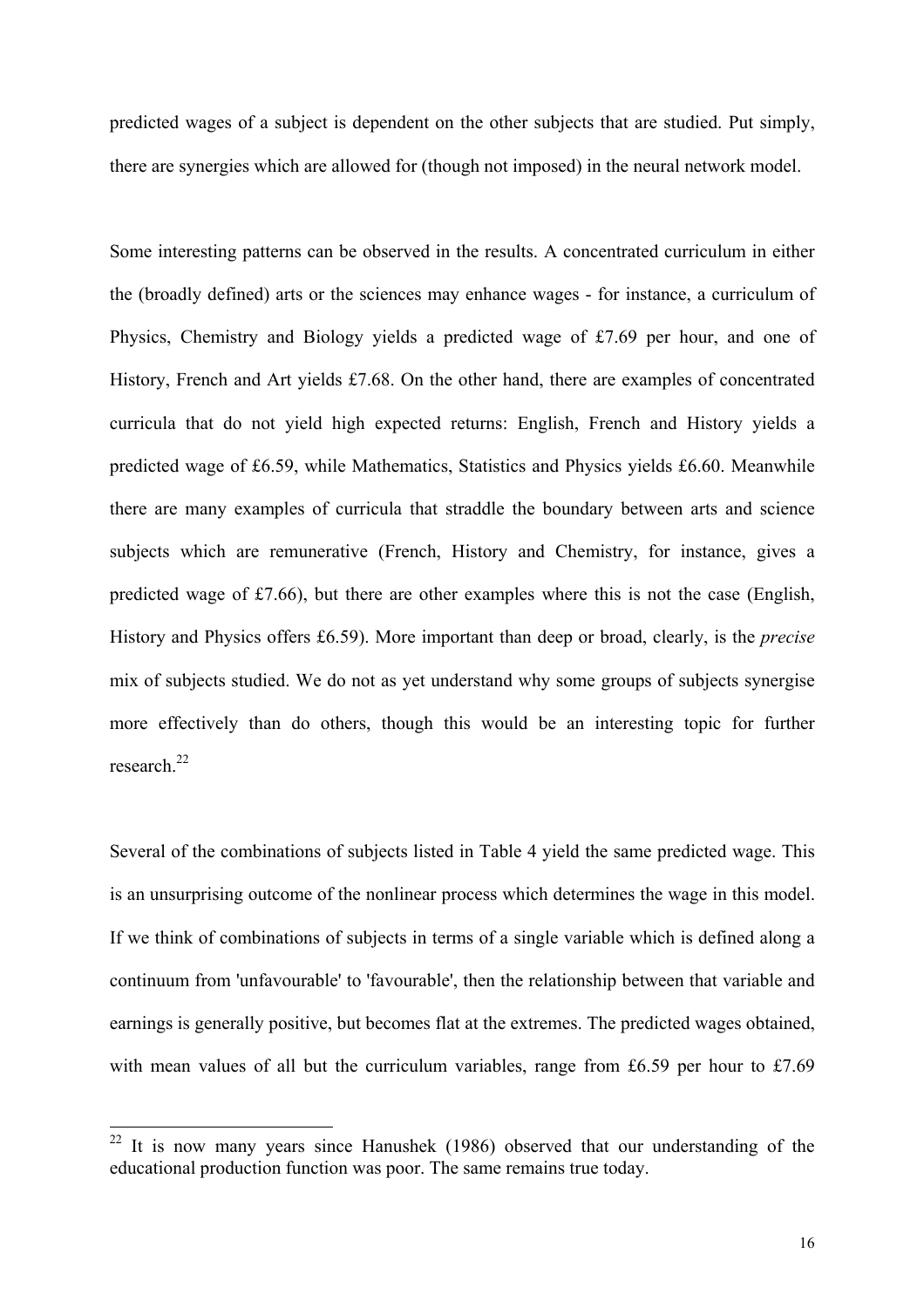predicted wages of a subject is dependent on the other subjects that are studied. Put simply, there are synergies which are allowed for (though not imposed) in the neural network model.

Some interesting patterns can be observed in the results. A concentrated curriculum in either the (broadly defined) arts or the sciences may enhance wages - for instance, a curriculum of Physics, Chemistry and Biology yields a predicted wage of £7.69 per hour, and one of History, French and Art yields £7.68. On the other hand, there are examples of concentrated curricula that do not yield high expected returns: English, French and History yields a predicted wage of £6.59, while Mathematics, Statistics and Physics yields £6.60. Meanwhile there are many examples of curricula that straddle the boundary between arts and science subjects which are remunerative (French, History and Chemistry, for instance, gives a predicted wage of £7.66), but there are other examples where this is not the case (English, History and Physics offers £6.59). More important than deep or broad, clearly, is the *precise* mix of subjects studied. We do not as yet understand why some groups of subjects synergise more effectively than do others, though this would be an interesting topic for further research.[22]

Several of the combinations of subjects listed in Table 4 yield the same predicted wage. This is an unsurprising outcome of the nonlinear process which determines the wage in this model. If we think of combinations of subjects in terms of a single variable which is defined along a continuum from 'unfavourable' to 'favourable', then the relationship between that variable and earnings is generally positive, but becomes flat at the extremes. The predicted wages obtained, with mean values of all but the curriculum variables, range from £6.59 per hour to £7.69

---

[22] It is now many years since Hanushek (1986) observed that our understanding of the educational production function was poor. The same remains true today.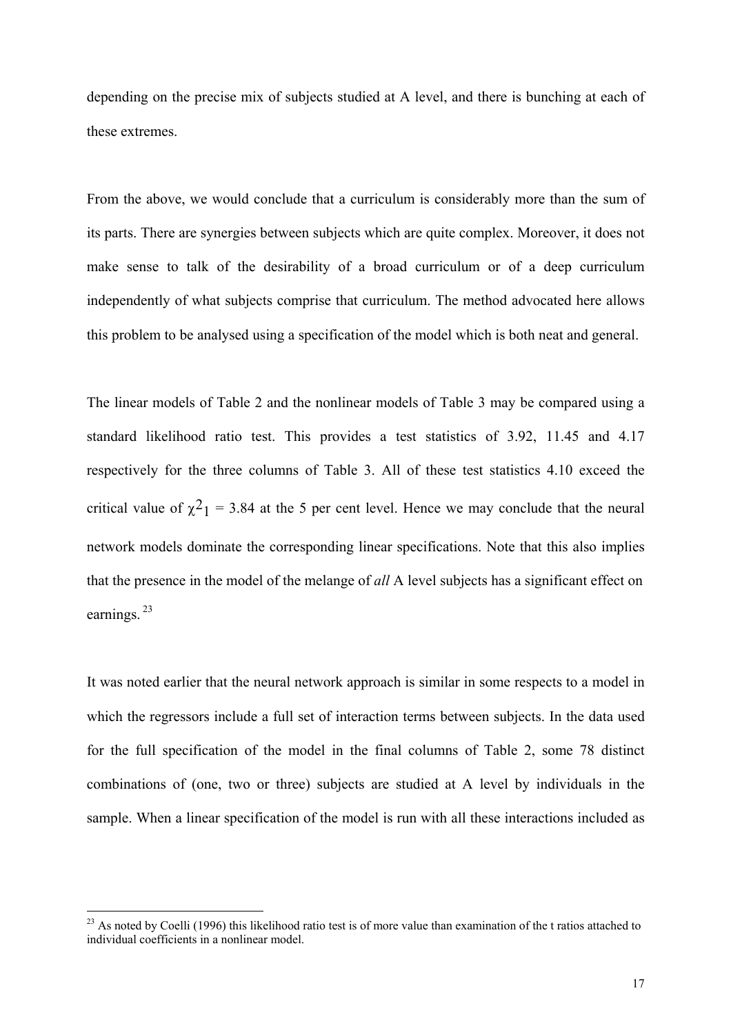depending on the precise mix of subjects studied at A level, and there is bunching at each of these extremes.

From the above, we would conclude that a curriculum is considerably more than the sum of its parts. There are synergies between subjects which are quite complex. Moreover, it does not make sense to talk of the desirability of a broad curriculum or of a deep curriculum independently of what subjects comprise that curriculum. The method advocated here allows this problem to be analysed using a specification of the model which is both neat and general.

The linear models of Table 2 and the nonlinear models of Table 3 may be compared using a standard likelihood ratio test. This provides a test statistics of 3.92, 11.45 and 4.17 respectively for the three columns of Table 3. All of these test statistics 4.10 exceed the critical value of $\chi^2_1 = 3.84$ at the 5 per cent level. Hence we may conclude that the neural network models dominate the corresponding linear specifications. Note that this also implies that the presence in the model of the melange of *all* A level subjects has a significant effect on earnings.[23]

It was noted earlier that the neural network approach is similar in some respects to a model in which the regressors include a full set of interaction terms between subjects. In the data used for the full specification of the model in the final columns of Table 2, some 78 distinct combinations of (one, two or three) subjects are studied at A level by individuals in the sample. When a linear specification of the model is run with all these interactions included as

[23] As noted by Coelli (1996) this likelihood ratio test is of more value than examination of the t ratios attached to individual coefficients in a nonlinear model.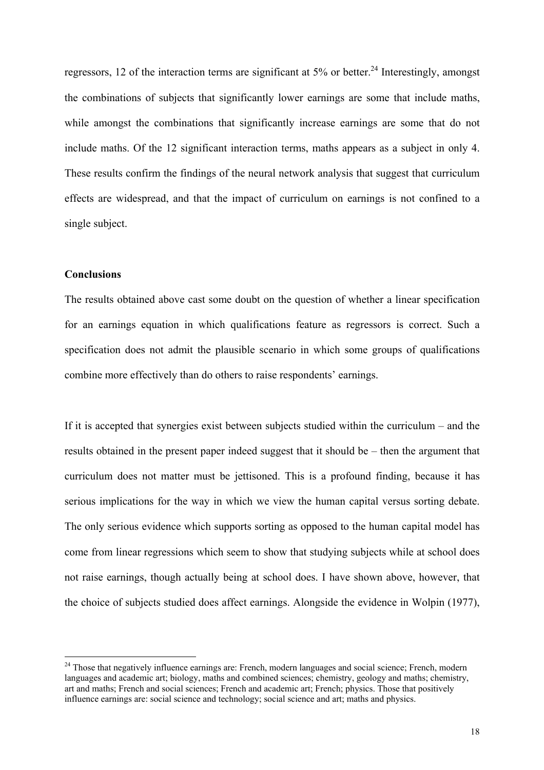regressors, 12 of the interaction terms are significant at 5% or better.[24] Interestingly, amongst the combinations of subjects that significantly lower earnings are some that include maths, while amongst the combinations that significantly increase earnings are some that do not include maths. Of the 12 significant interaction terms, maths appears as a subject in only 4. These results confirm the findings of the neural network analysis that suggest that curriculum effects are widespread, and that the impact of curriculum on earnings is not confined to a single subject.

**Conclusions**

The results obtained above cast some doubt on the question of whether a linear specification for an earnings equation in which qualifications feature as regressors is correct. Such a specification does not admit the plausible scenario in which some groups of qualifications combine more effectively than do others to raise respondents' earnings.

If it is accepted that synergies exist between subjects studied within the curriculum – and the results obtained in the present paper indeed suggest that it should be – then the argument that curriculum does not matter must be jettisoned. This is a profound finding, because it has serious implications for the way in which we view the human capital versus sorting debate. The only serious evidence which supports sorting as opposed to the human capital model has come from linear regressions which seem to show that studying subjects while at school does not raise earnings, though actually being at school does. I have shown above, however, that the choice of subjects studied does affect earnings. Alongside the evidence in Wolpin (1977),

[24] Those that negatively influence earnings are: French, modern languages and social science; French, modern languages and academic art; biology, maths and combined sciences; chemistry, geology and maths; chemistry, art and maths; French and social sciences; French and academic art; French; physics. Those that positively influence earnings are: social science and technology; social science and art; maths and physics.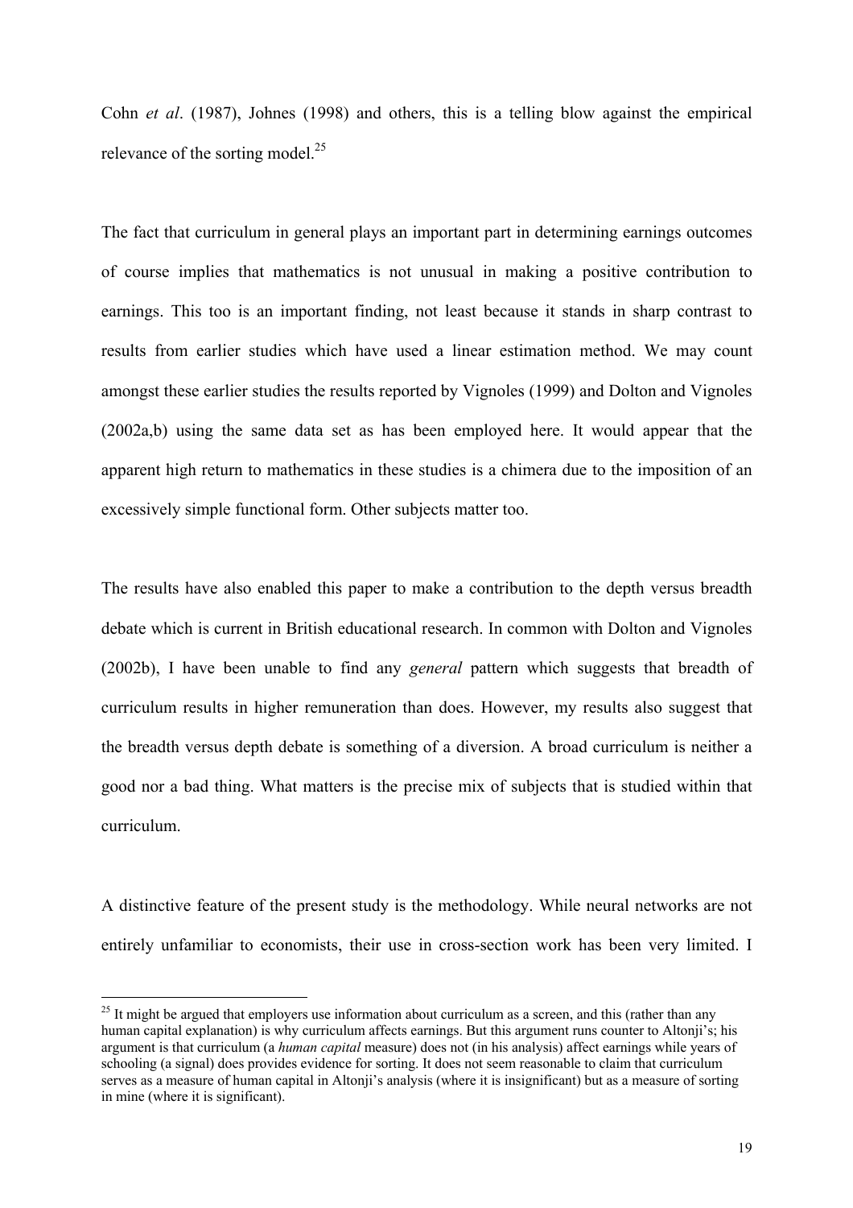Cohn *et al*. (1987), Johnes (1998) and others, this is a telling blow against the empirical relevance of the sorting model.[25]

The fact that curriculum in general plays an important part in determining earnings outcomes of course implies that mathematics is not unusual in making a positive contribution to earnings. This too is an important finding, not least because it stands in sharp contrast to results from earlier studies which have used a linear estimation method. We may count amongst these earlier studies the results reported by Vignoles (1999) and Dolton and Vignoles (2002a,b) using the same data set as has been employed here. It would appear that the apparent high return to mathematics in these studies is a chimera due to the imposition of an excessively simple functional form. Other subjects matter too.

The results have also enabled this paper to make a contribution to the depth versus breadth debate which is current in British educational research. In common with Dolton and Vignoles (2002b), I have been unable to find any *general* pattern which suggests that breadth of curriculum results in higher remuneration than does. However, my results also suggest that the breadth versus depth debate is something of a diversion. A broad curriculum is neither a good nor a bad thing. What matters is the precise mix of subjects that is studied within that curriculum.

A distinctive feature of the present study is the methodology. While neural networks are not entirely unfamiliar to economists, their use in cross-section work has been very limited. I

[25] It might be argued that employers use information about curriculum as a screen, and this (rather than any human capital explanation) is why curriculum affects earnings. But this argument runs counter to Altonji's; his argument is that curriculum (a *human capital* measure) does not (in his analysis) affect earnings while years of schooling (a signal) does provides evidence for sorting. It does not seem reasonable to claim that curriculum serves as a measure of human capital in Altonji's analysis (where it is insignificant) but as a measure of sorting in mine (where it is significant).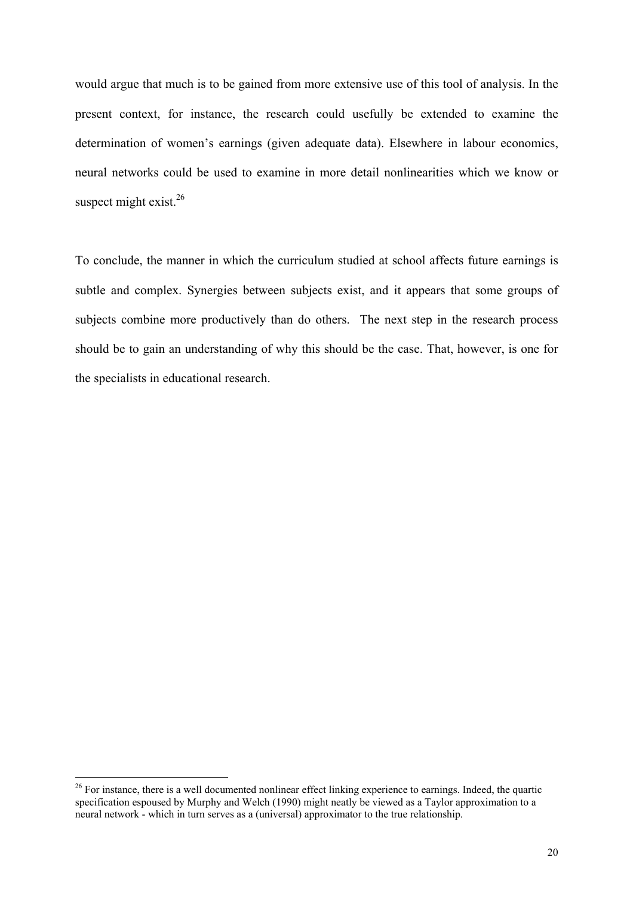would argue that much is to be gained from more extensive use of this tool of analysis. In the present context, for instance, the research could usefully be extended to examine the determination of women's earnings (given adequate data). Elsewhere in labour economics, neural networks could be used to examine in more detail nonlinearities which we know or suspect might exist.[26]

To conclude, the manner in which the curriculum studied at school affects future earnings is subtle and complex. Synergies between subjects exist, and it appears that some groups of subjects combine more productively than do others. The next step in the research process should be to gain an understanding of why this should be the case. That, however, is one for the specialists in educational research.

---

[26] For instance, there is a well documented nonlinear effect linking experience to earnings. Indeed, the quartic specification espoused by Murphy and Welch (1990) might neatly be viewed as a Taylor approximation to a neural network - which in turn serves as a (universal) approximator to the true relationship.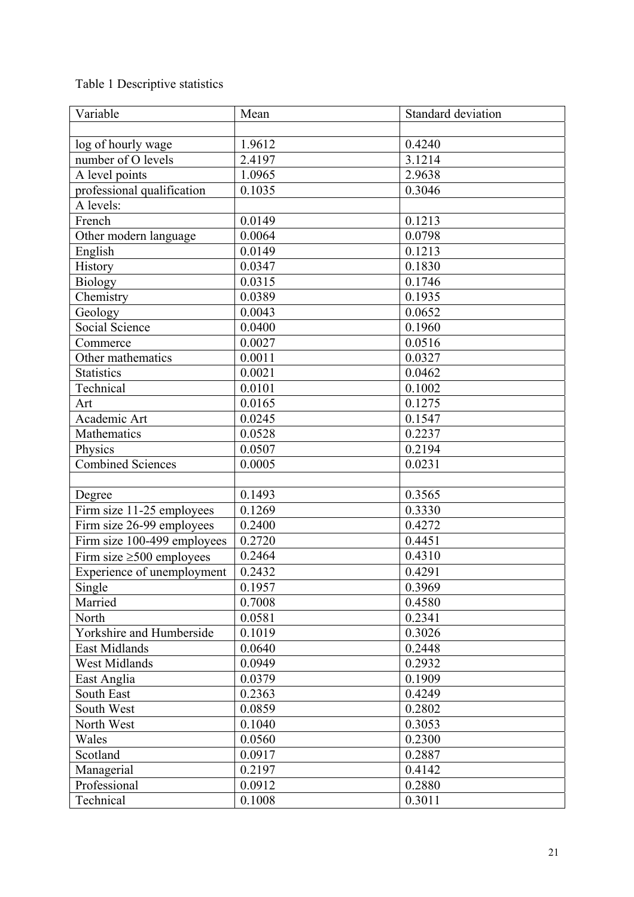Table 1 Descriptive statistics

| Variable | Mean | Standard deviation |
|---|---|---|
| | | |
| log of hourly wage | 1.9612 | 0.4240 |
| number of O levels | 2.4197 | 3.1214 |
| A level points | 1.0965 | 2.9638 |
| professional qualification | 0.1035 | 0.3046 |
| A levels: | | |
| French | 0.0149 | 0.1213 |
| Other modern language | 0.0064 | 0.0798 |
| English | 0.0149 | 0.1213 |
| History | 0.0347 | 0.1830 |
| Biology | 0.0315 | 0.1746 |
| Chemistry | 0.0389 | 0.1935 |
| Geology | 0.0043 | 0.0652 |
| Social Science | 0.0400 | 0.1960 |
| Commerce | 0.0027 | 0.0516 |
| Other mathematics | 0.0011 | 0.0327 |
| Statistics | 0.0021 | 0.0462 |
| Technical | 0.0101 | 0.1002 |
| Art | 0.0165 | 0.1275 |
| Academic Art | 0.0245 | 0.1547 |
| Mathematics | 0.0528 | 0.2237 |
| Physics | 0.0507 | 0.2194 |
| Combined Sciences | 0.0005 | 0.0231 |
| | | |
| Degree | 0.1493 | 0.3565 |
| Firm size 11-25 employees | 0.1269 | 0.3330 |
| Firm size 26-99 employees | 0.2400 | 0.4272 |
| Firm size 100-499 employees | 0.2720 | 0.4451 |
| Firm size ≥500 employees | 0.2464 | 0.4310 |
| Experience of unemployment | 0.2432 | 0.4291 |
| Single | 0.1957 | 0.3969 |
| Married | 0.7008 | 0.4580 |
| North | 0.0581 | 0.2341 |
| Yorkshire and Humberside | 0.1019 | 0.3026 |
| East Midlands | 0.0640 | 0.2448 |
| West Midlands | 0.0949 | 0.2932 |
| East Anglia | 0.0379 | 0.1909 |
| South East | 0.2363 | 0.4249 |
| South West | 0.0859 | 0.2802 |
| North West | 0.1040 | 0.3053 |
| Wales | 0.0560 | 0.2300 |
| Scotland | 0.0917 | 0.2887 |
| Managerial | 0.2197 | 0.4142 |
| Professional | 0.0912 | 0.2880 |
| Technical | 0.1008 | 0.3011 |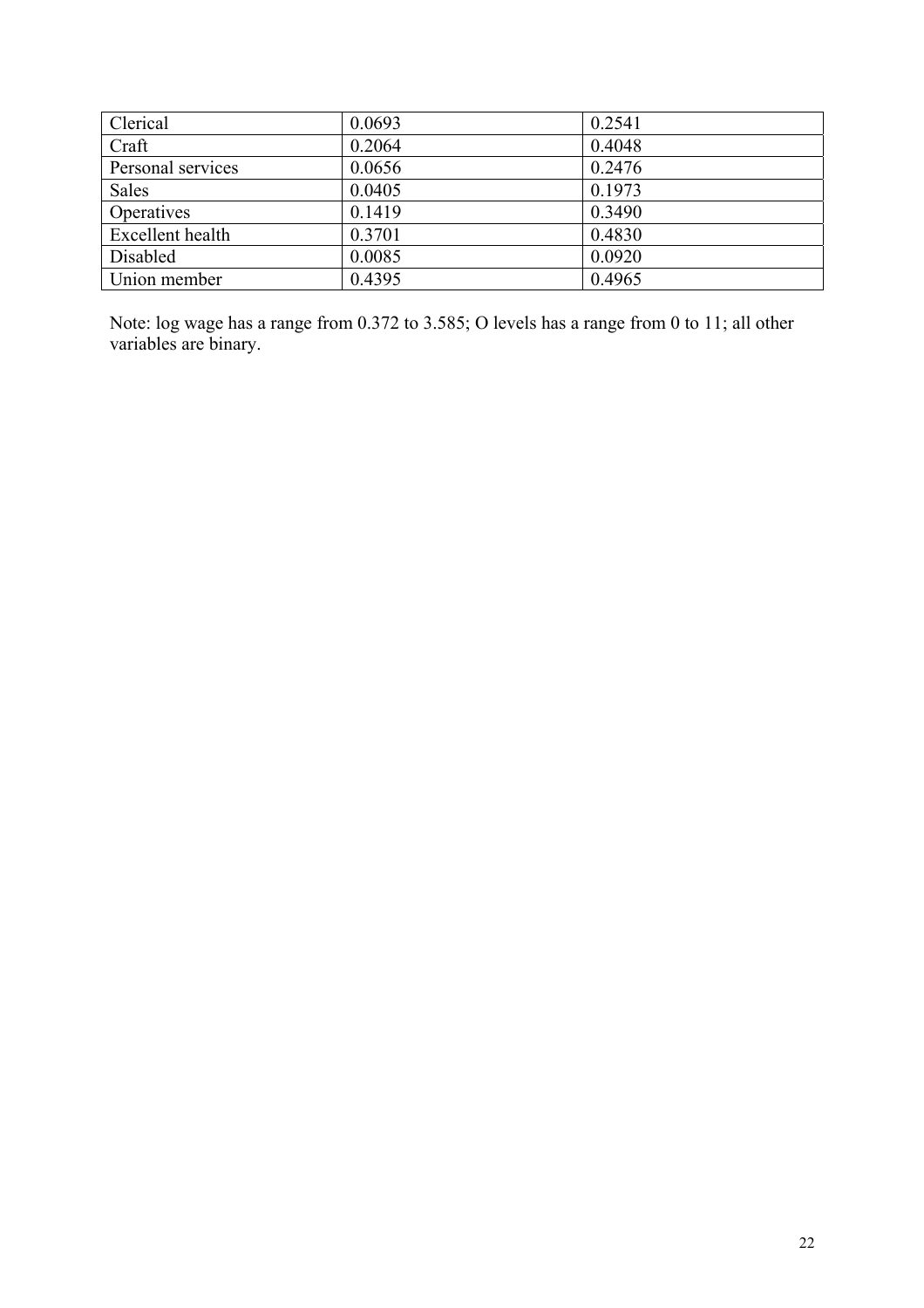| | | |
|---|---|---|
| Clerical | 0.0693 | 0.2541 |
| Craft | 0.2064 | 0.4048 |
| Personal services | 0.0656 | 0.2476 |
| Sales | 0.0405 | 0.1973 |
| Operatives | 0.1419 | 0.3490 |
| Excellent health | 0.3701 | 0.4830 |
| Disabled | 0.0085 | 0.0920 |
| Union member | 0.4395 | 0.4965 |

Note: log wage has a range from 0.372 to 3.585; O levels has a range from 0 to 11; all other variables are binary.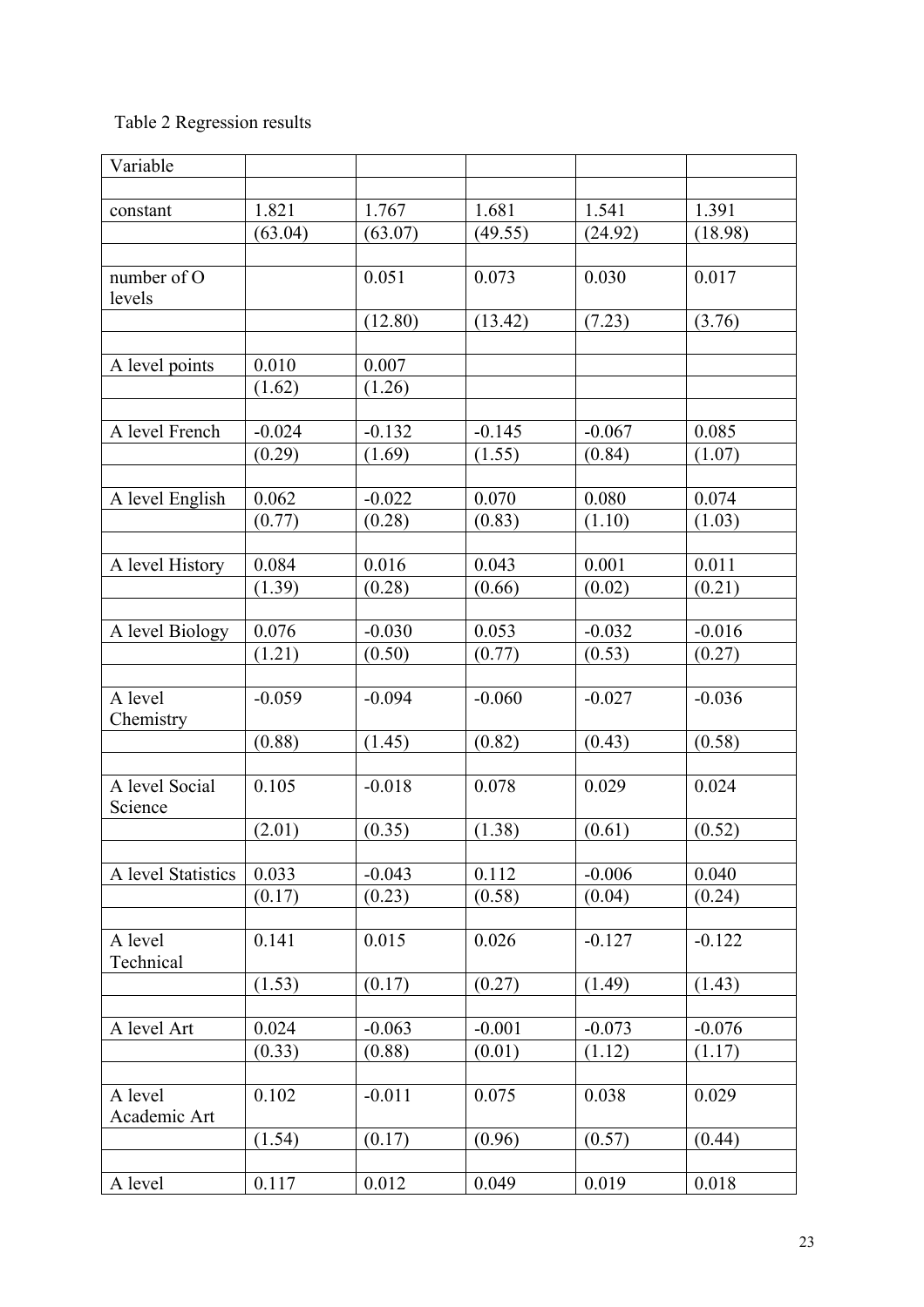Table 2 Regression results

| Variable | | | | | |
|---|---|---|---|---|---|
| | | | | | |
| constant | 1.821 | 1.767 | 1.681 | 1.541 | 1.391 |
| | (63.04) | (63.07) | (49.55) | (24.92) | (18.98) |
| | | | | | |
| number of O levels | | 0.051 | 0.073 | 0.030 | 0.017 |
| | | (12.80) | (13.42) | (7.23) | (3.76) |
| | | | | | |
| A level points | 0.010 | 0.007 | | | |
| | (1.62) | (1.26) | | | |
| | | | | | |
| A level French | -0.024 | -0.132 | -0.145 | -0.067 | 0.085 |
| | (0.29) | (1.69) | (1.55) | (0.84) | (1.07) |
| | | | | | |
| A level English | 0.062 | -0.022 | 0.070 | 0.080 | 0.074 |
| | (0.77) | (0.28) | (0.83) | (1.10) | (1.03) |
| | | | | | |
| A level History | 0.084 | 0.016 | 0.043 | 0.001 | 0.011 |
| | (1.39) | (0.28) | (0.66) | (0.02) | (0.21) |
| | | | | | |
| A level Biology | 0.076 | -0.030 | 0.053 | -0.032 | -0.016 |
| | (1.21) | (0.50) | (0.77) | (0.53) | (0.27) |
| | | | | | |
| A level Chemistry | -0.059 | -0.094 | -0.060 | -0.027 | -0.036 |
| | (0.88) | (1.45) | (0.82) | (0.43) | (0.58) |
| | | | | | |
| A level Social Science | 0.105 | -0.018 | 0.078 | 0.029 | 0.024 |
| | (2.01) | (0.35) | (1.38) | (0.61) | (0.52) |
| | | | | | |
| A level Statistics | 0.033 | -0.043 | 0.112 | -0.006 | 0.040 |
| | (0.17) | (0.23) | (0.58) | (0.04) | (0.24) |
| | | | | | |
| A level Technical | 0.141 | 0.015 | 0.026 | -0.127 | -0.122 |
| | (1.53) | (0.17) | (0.27) | (1.49) | (1.43) |
| | | | | | |
| A level Art | 0.024 | -0.063 | -0.001 | -0.073 | -0.076 |
| | (0.33) | (0.88) | (0.01) | (1.12) | (1.17) |
| | | | | | |
| A level Academic Art | 0.102 | -0.011 | 0.075 | 0.038 | 0.029 |
| | (1.54) | (0.17) | (0.96) | (0.57) | (0.44) |
| | | | | | |
| A level | 0.117 | 0.012 | 0.049 | 0.019 | 0.018 |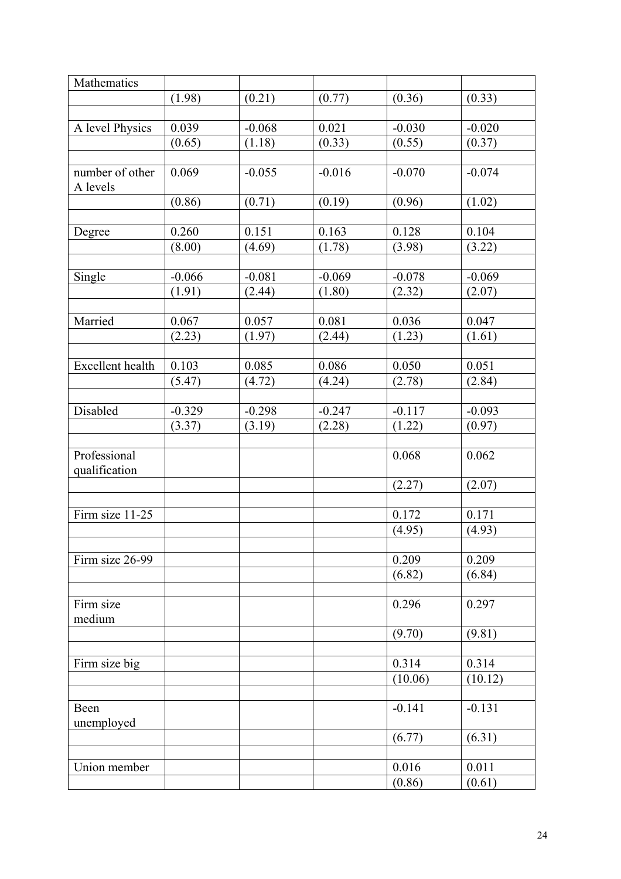| | | | | | |
|---|---|---|---|---|---|
| Mathematics | | | | | |
| | (1.98) | (0.21) | (0.77) | (0.36) | (0.33) |
| | | | | | |
| A level Physics | 0.039 | -0.068 | 0.021 | -0.030 | -0.020 |
| | (0.65) | (1.18) | (0.33) | (0.55) | (0.37) |
| | | | | | |
| number of other A levels | 0.069 | -0.055 | -0.016 | -0.070 | -0.074 |
| | (0.86) | (0.71) | (0.19) | (0.96) | (1.02) |
| | | | | | |
| Degree | 0.260 | 0.151 | 0.163 | 0.128 | 0.104 |
| | (8.00) | (4.69) | (1.78) | (3.98) | (3.22) |
| | | | | | |
| Single | -0.066 | -0.081 | -0.069 | -0.078 | -0.069 |
| | (1.91) | (2.44) | (1.80) | (2.32) | (2.07) |
| | | | | | |
| Married | 0.067 | 0.057 | 0.081 | 0.036 | 0.047 |
| | (2.23) | (1.97) | (2.44) | (1.23) | (1.61) |
| | | | | | |
| Excellent health | 0.103 | 0.085 | 0.086 | 0.050 | 0.051 |
| | (5.47) | (4.72) | (4.24) | (2.78) | (2.84) |
| | | | | | |
| Disabled | -0.329 | -0.298 | -0.247 | -0.117 | -0.093 |
| | (3.37) | (3.19) | (2.28) | (1.22) | (0.97) |
| | | | | | |
| Professional qualification | | | | 0.068 | 0.062 |
| | | | | (2.27) | (2.07) |
| | | | | | |
| Firm size 11-25 | | | | 0.172 | 0.171 |
| | | | | (4.95) | (4.93) |
| | | | | | |
| Firm size 26-99 | | | | 0.209 | 0.209 |
| | | | | (6.82) | (6.84) |
| | | | | | |
| Firm size medium | | | | 0.296 | 0.297 |
| | | | | (9.70) | (9.81) |
| | | | | | |
| Firm size big | | | | 0.314 | 0.314 |
| | | | | (10.06) | (10.12) |
| | | | | | |
| Been unemployed | | | | -0.141 | -0.131 |
| | | | | (6.77) | (6.31) |
| | | | | | |
| Union member | | | | 0.016 | 0.011 |
| | | | | (0.86) | (0.61) |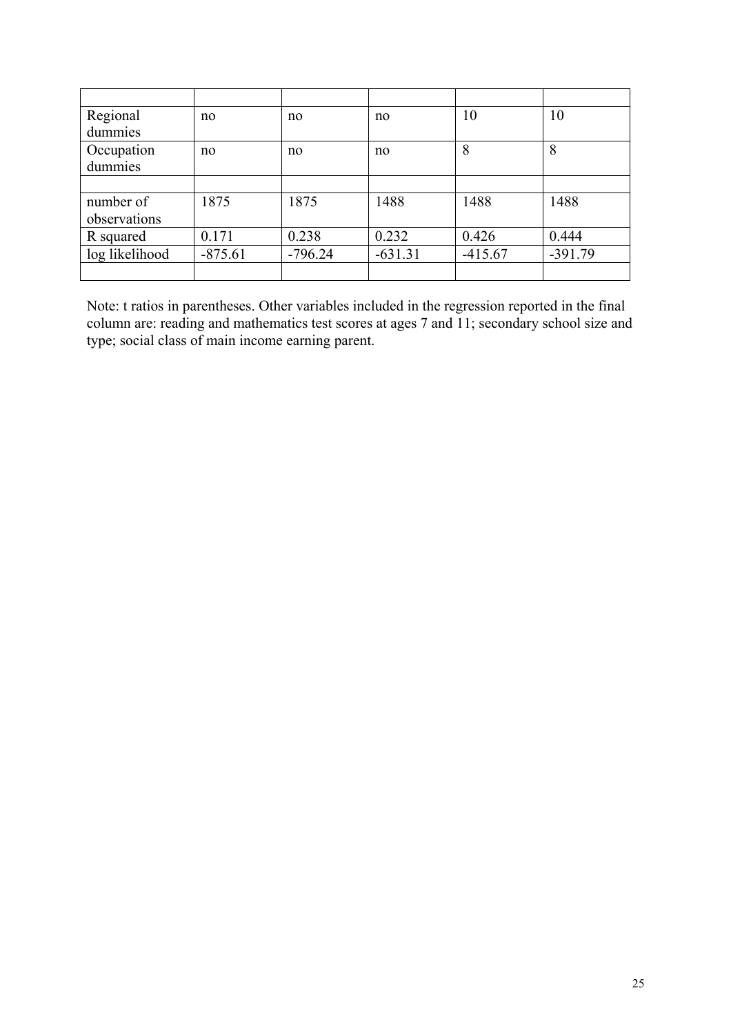| | | | | | |
|---|---|---|---|---|---|
| | | | | | |
| Regional dummies | no | no | no | 10 | 10 |
| Occupation dummies | no | no | no | 8 | 8 |
| | | | | | |
| number of observations | 1875 | 1875 | 1488 | 1488 | 1488 |
| R squared | 0.171 | 0.238 | 0.232 | 0.426 | 0.444 |
| log likelihood | -875.61 | -796.24 | -631.31 | -415.67 | -391.79 |
| | | | | | |

Note: t ratios in parentheses. Other variables included in the regression reported in the final column are: reading and mathematics test scores at ages 7 and 11; secondary school size and type; social class of main income earning parent.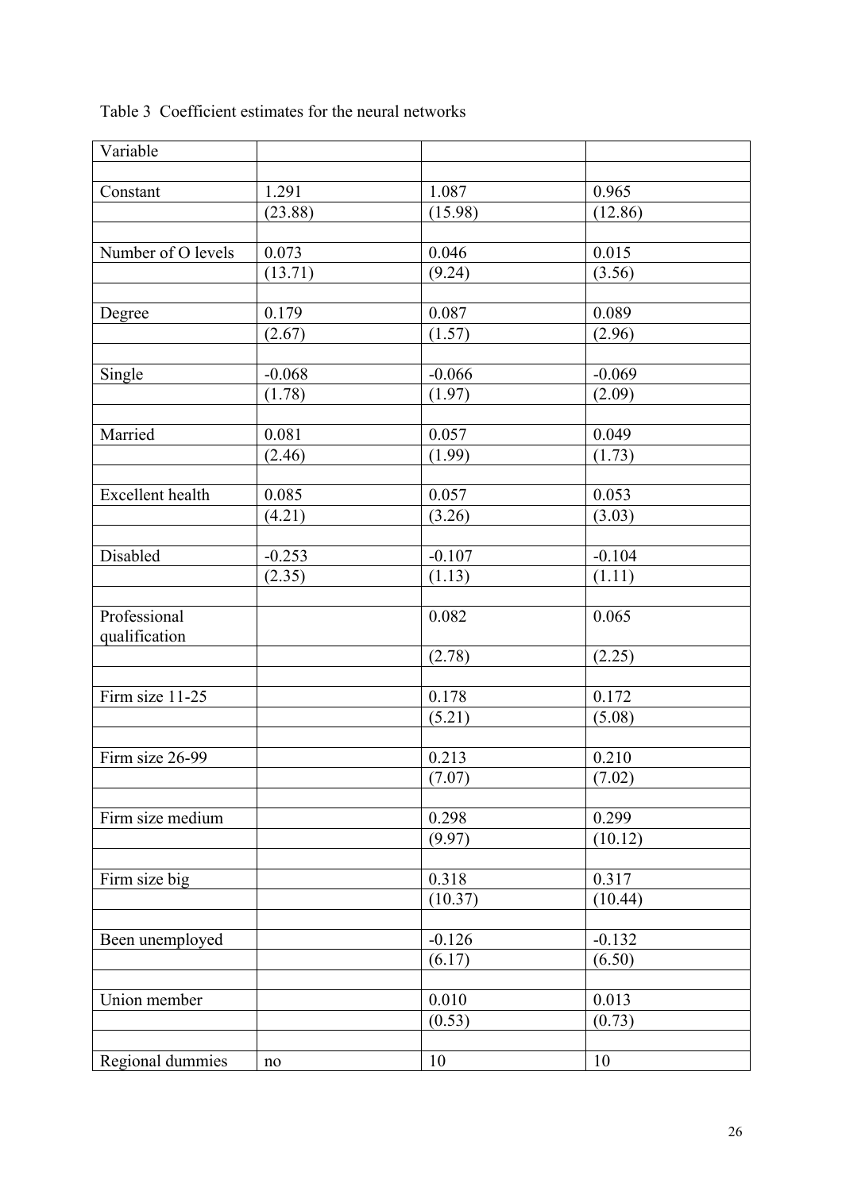Table 3 Coefficient estimates for the neural networks

| Variable | | | |
|---|---|---|---|
| | | | |
| Constant | 1.291 | 1.087 | 0.965 |
| | (23.88) | (15.98) | (12.86) |
| | | | |
| Number of O levels | 0.073 | 0.046 | 0.015 |
| | (13.71) | (9.24) | (3.56) |
| | | | |
| Degree | 0.179 | 0.087 | 0.089 |
| | (2.67) | (1.57) | (2.96) |
| | | | |
| Single | -0.068 | -0.066 | -0.069 |
| | (1.78) | (1.97) | (2.09) |
| | | | |
| Married | 0.081 | 0.057 | 0.049 |
| | (2.46) | (1.99) | (1.73) |
| | | | |
| Excellent health | 0.085 | 0.057 | 0.053 |
| | (4.21) | (3.26) | (3.03) |
| | | | |
| Disabled | -0.253 | -0.107 | -0.104 |
| | (2.35) | (1.13) | (1.11) |
| | | | |
| Professional qualification | | 0.082 | 0.065 |
| | | (2.78) | (2.25) |
| | | | |
| Firm size 11-25 | | 0.178 | 0.172 |
| | | (5.21) | (5.08) |
| | | | |
| Firm size 26-99 | | 0.213 | 0.210 |
| | | (7.07) | (7.02) |
| | | | |
| Firm size medium | | 0.298 | 0.299 |
| | | (9.97) | (10.12) |
| | | | |
| Firm size big | | 0.318 | 0.317 |
| | | (10.37) | (10.44) |
| | | | |
| Been unemployed | | -0.126 | -0.132 |
| | | (6.17) | (6.50) |
| | | | |
| Union member | | 0.010 | 0.013 |
| | | (0.53) | (0.73) |
| | | | |
| Regional dummies | no | 10 | 10 |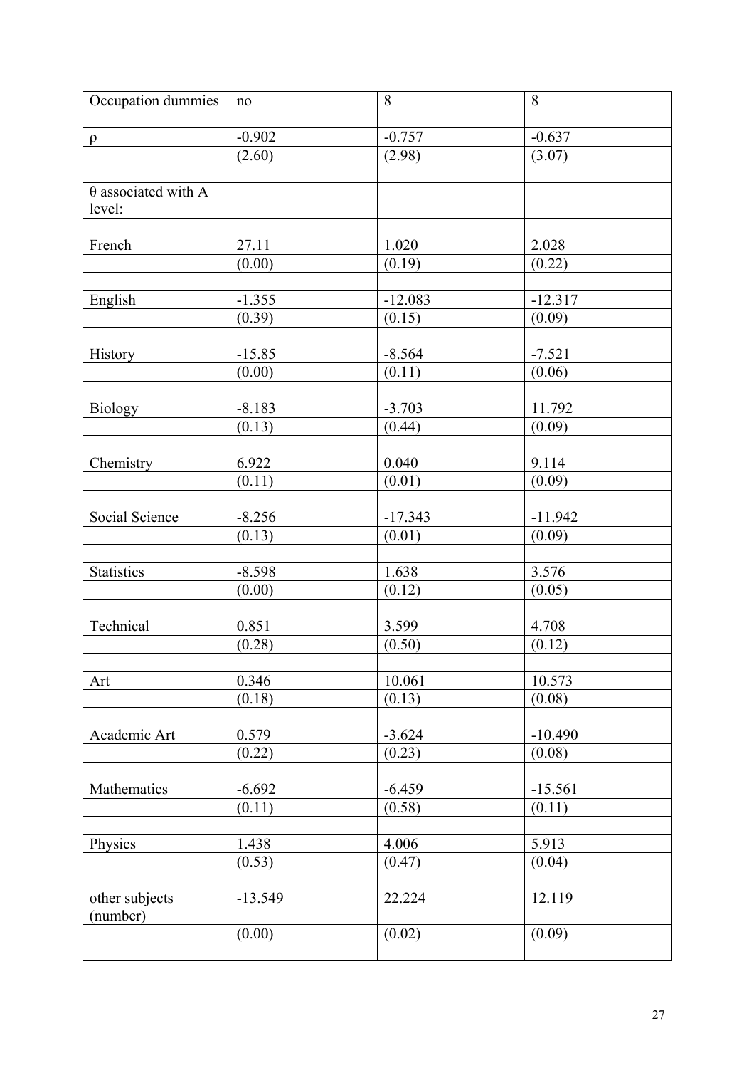| | | | |
|---|---|---|---|
| Occupation dummies | no | 8 | 8 |
| | | | |
| ρ | -0.902 | -0.757 | -0.637 |
| | (2.60) | (2.98) | (3.07) |
| | | | |
| θ associated with A level: | | | |
| | | | |
| French | 27.11 | 1.020 | 2.028 |
| | (0.00) | (0.19) | (0.22) |
| | | | |
| English | -1.355 | -12.083 | -12.317 |
| | (0.39) | (0.15) | (0.09) |
| | | | |
| History | -15.85 | -8.564 | -7.521 |
| | (0.00) | (0.11) | (0.06) |
| | | | |
| Biology | -8.183 | -3.703 | 11.792 |
| | (0.13) | (0.44) | (0.09) |
| | | | |
| Chemistry | 6.922 | 0.040 | 9.114 |
| | (0.11) | (0.01) | (0.09) |
| | | | |
| Social Science | -8.256 | -17.343 | -11.942 |
| | (0.13) | (0.01) | (0.09) |
| | | | |
| Statistics | -8.598 | 1.638 | 3.576 |
| | (0.00) | (0.12) | (0.05) |
| | | | |
| Technical | 0.851 | 3.599 | 4.708 |
| | (0.28) | (0.50) | (0.12) |
| | | | |
| Art | 0.346 | 10.061 | 10.573 |
| | (0.18) | (0.13) | (0.08) |
| | | | |
| Academic Art | 0.579 | -3.624 | -10.490 |
| | (0.22) | (0.23) | (0.08) |
| | | | |
| Mathematics | -6.692 | -6.459 | -15.561 |
| | (0.11) | (0.58) | (0.11) |
| | | | |
| Physics | 1.438 | 4.006 | 5.913 |
| | (0.53) | (0.47) | (0.04) |
| | | | |
| other subjects (number) | -13.549 | 22.224 | 12.119 |
| | (0.00) | (0.02) | (0.09) |
| | | | |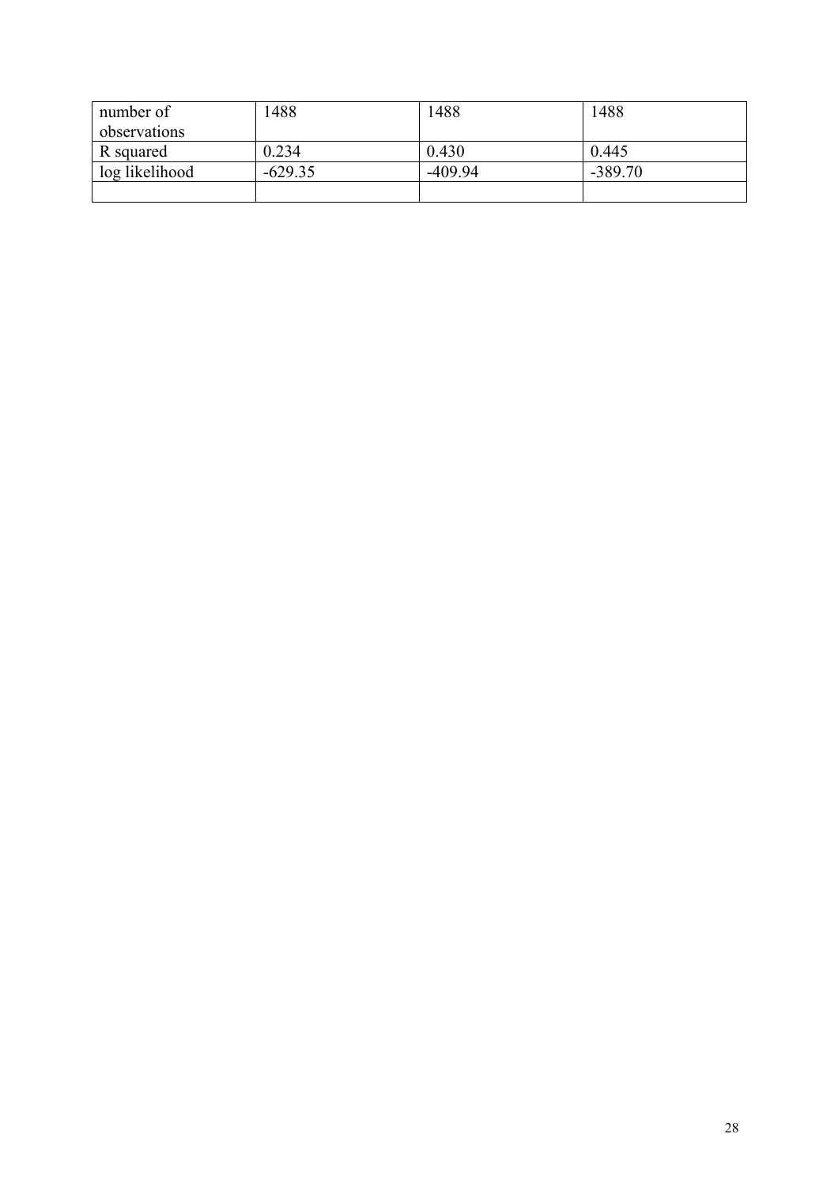| | | | |
|---|---|---|---|
| number of observations | 1488 | 1488 | 1488 |
| R squared | 0.234 | 0.430 | 0.445 |
| log likelihood | -629.35 | -409.94 | -389.70 |
| | | | |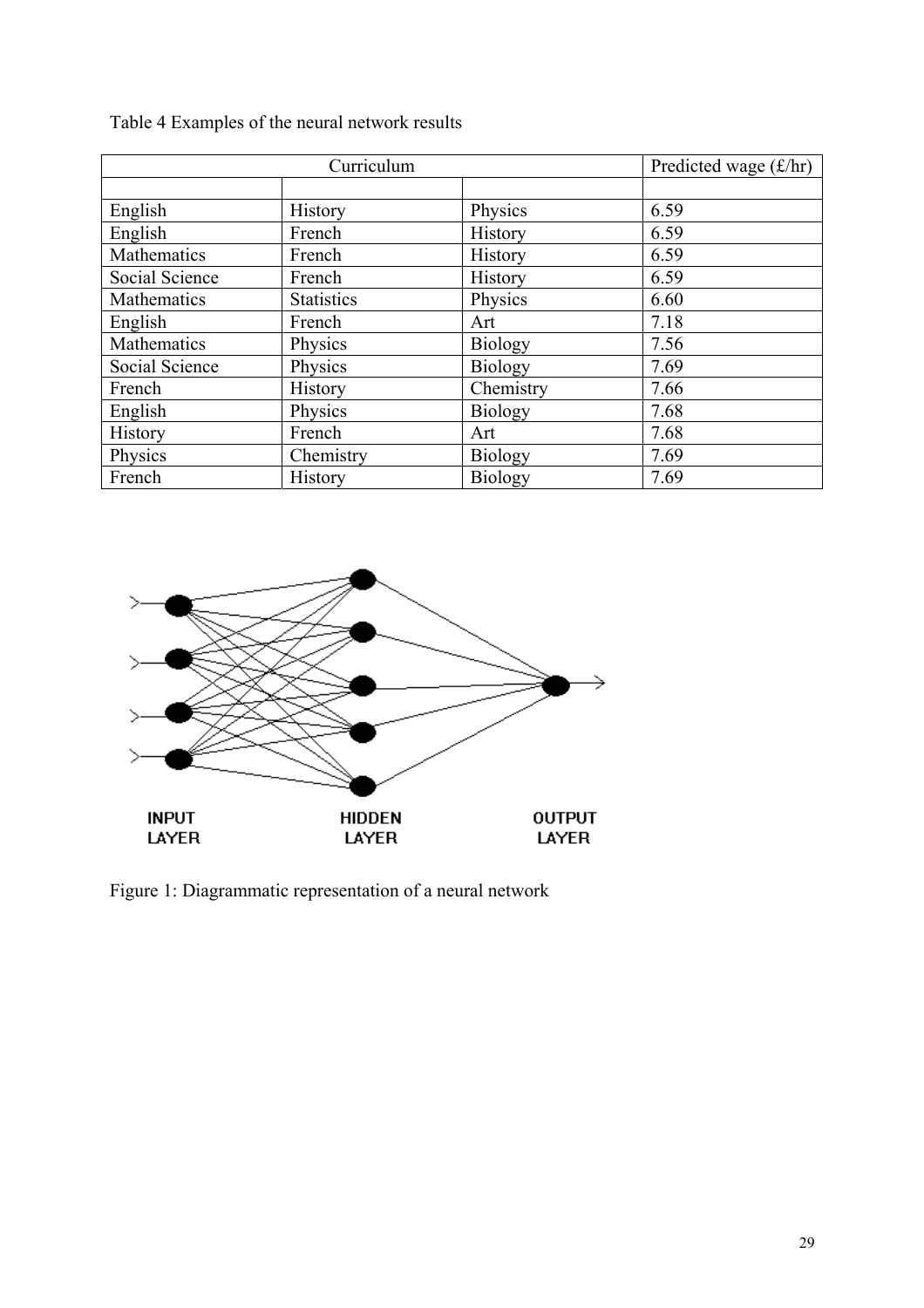Table 4 Examples of the neural network results

| Curriculum | | | Predicted wage (£/hr) |
|---|---|---|---|
| | | | |
| English | History | Physics | 6.59 |
| English | French | History | 6.59 |
| Mathematics | French | History | 6.59 |
| Social Science | French | History | 6.59 |
| Mathematics | Statistics | Physics | 6.60 |
| English | French | Art | 7.18 |
| Mathematics | Physics | Biology | 7.56 |
| Social Science | Physics | Biology | 7.69 |
| French | History | Chemistry | 7.66 |
| English | Physics | Biology | 7.68 |
| History | French | Art | 7.68 |
| Physics | Chemistry | Biology | 7.69 |
| French | History | Biology | 7.69 |

INPUT LAYER

HIDDEN LAYER

OUTPUT LAYER

Figure 1: Diagrammatic representation of a neural network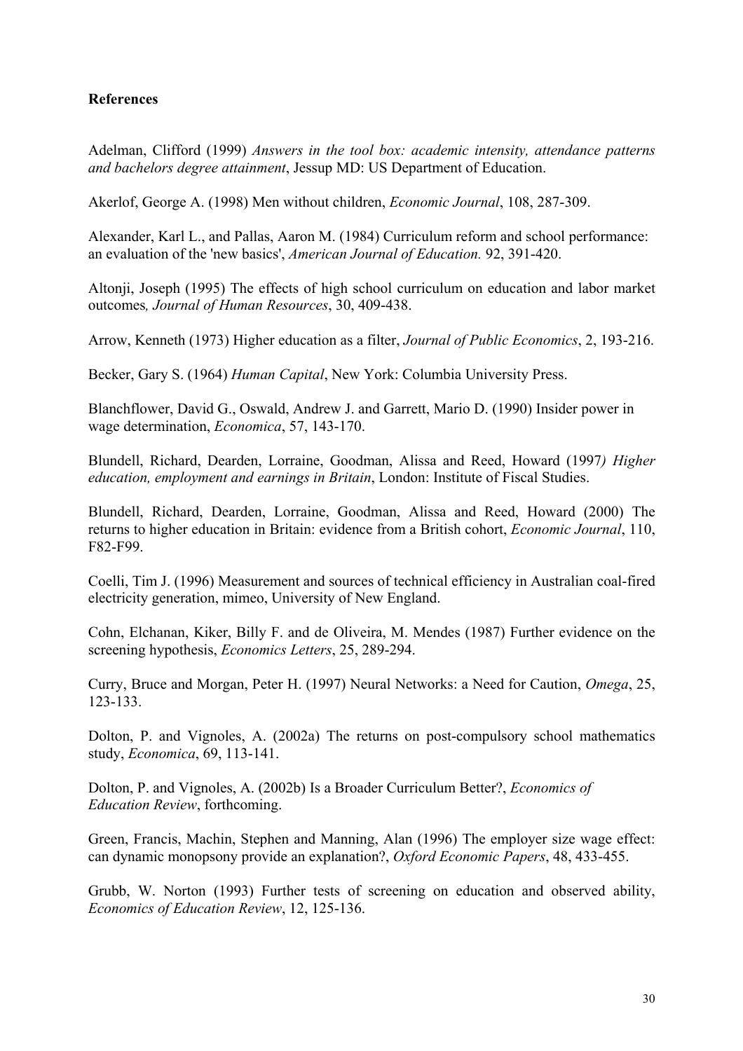**References**

Adelman, Clifford (1999) *Answers in the tool box: academic intensity, attendance patterns and bachelors degree attainment*, Jessup MD: US Department of Education.

Akerlof, George A. (1998) Men without children, *Economic Journal*, 108, 287-309.

Alexander, Karl L., and Pallas, Aaron M. (1984) Curriculum reform and school performance: an evaluation of the 'new basics', *American Journal of Education.* 92, 391-420.

Altonji, Joseph (1995) The effects of high school curriculum on education and labor market outcomes*, Journal of Human Resources*, 30, 409-438.

Arrow, Kenneth (1973) Higher education as a filter, *Journal of Public Economics*, 2, 193-216.

Becker, Gary S. (1964) *Human Capital*, New York: Columbia University Press.

Blanchflower, David G., Oswald, Andrew J. and Garrett, Mario D. (1990) Insider power in wage determination, *Economica*, 57, 143-170.

Blundell, Richard, Dearden, Lorraine, Goodman, Alissa and Reed, Howard (1997*) Higher education, employment and earnings in Britain*, London: Institute of Fiscal Studies.

Blundell, Richard, Dearden, Lorraine, Goodman, Alissa and Reed, Howard (2000) The returns to higher education in Britain: evidence from a British cohort, *Economic Journal*, 110, F82-F99.

Coelli, Tim J. (1996) Measurement and sources of technical efficiency in Australian coal-fired electricity generation, mimeo, University of New England.

Cohn, Elchanan, Kiker, Billy F. and de Oliveira, M. Mendes (1987) Further evidence on the screening hypothesis, *Economics Letters*, 25, 289-294.

Curry, Bruce and Morgan, Peter H. (1997) Neural Networks: a Need for Caution, *Omega*, 25, 123-133.

Dolton, P. and Vignoles, A. (2002a) The returns on post-compulsory school mathematics study, *Economica*, 69, 113-141.

Dolton, P. and Vignoles, A. (2002b) Is a Broader Curriculum Better?, *Economics of Education Review*, forthcoming.

Green, Francis, Machin, Stephen and Manning, Alan (1996) The employer size wage effect: can dynamic monopsony provide an explanation?, *Oxford Economic Papers*, 48, 433-455.

Grubb, W. Norton (1993) Further tests of screening on education and observed ability, *Economics of Education Review*, 12, 125-136.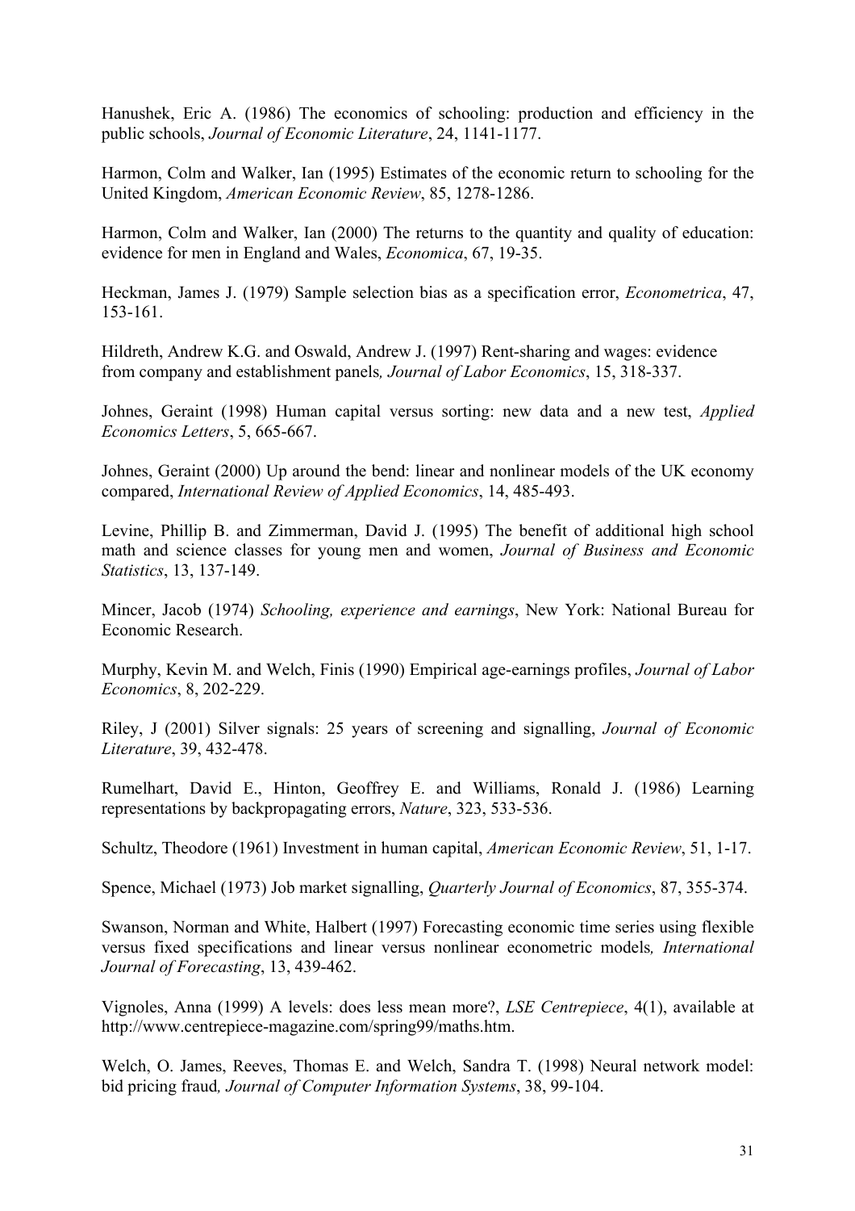Hanushek, Eric A. (1986) The economics of schooling: production and efficiency in the public schools, *Journal of Economic Literature*, 24, 1141-1177.

Harmon, Colm and Walker, Ian (1995) Estimates of the economic return to schooling for the United Kingdom, *American Economic Review*, 85, 1278-1286.

Harmon, Colm and Walker, Ian (2000) The returns to the quantity and quality of education: evidence for men in England and Wales, *Economica*, 67, 19-35.

Heckman, James J. (1979) Sample selection bias as a specification error, *Econometrica*, 47, 153-161.

Hildreth, Andrew K.G. and Oswald, Andrew J. (1997) Rent-sharing and wages: evidence from company and establishment panels*, Journal of Labor Economics*, 15, 318-337.

Johnes, Geraint (1998) Human capital versus sorting: new data and a new test, *Applied Economics Letters*, 5, 665-667.

Johnes, Geraint (2000) Up around the bend: linear and nonlinear models of the UK economy compared, *International Review of Applied Economics*, 14, 485-493.

Levine, Phillip B. and Zimmerman, David J. (1995) The benefit of additional high school math and science classes for young men and women, *Journal of Business and Economic Statistics*, 13, 137-149.

Mincer, Jacob (1974) *Schooling, experience and earnings*, New York: National Bureau for Economic Research.

Murphy, Kevin M. and Welch, Finis (1990) Empirical age-earnings profiles, *Journal of Labor Economics*, 8, 202-229.

Riley, J (2001) Silver signals: 25 years of screening and signalling, *Journal of Economic Literature*, 39, 432-478.

Rumelhart, David E., Hinton, Geoffrey E. and Williams, Ronald J. (1986) Learning representations by backpropagating errors, *Nature*, 323, 533-536.

Schultz, Theodore (1961) Investment in human capital, *American Economic Review*, 51, 1-17.

Spence, Michael (1973) Job market signalling, *Quarterly Journal of Economics*, 87, 355-374.

Swanson, Norman and White, Halbert (1997) Forecasting economic time series using flexible versus fixed specifications and linear versus nonlinear econometric models*, International Journal of Forecasting*, 13, 439-462.

Vignoles, Anna (1999) A levels: does less mean more?, *LSE Centrepiece*, 4(1), available at http://www.centrepiece-magazine.com/spring99/maths.htm.

Welch, O. James, Reeves, Thomas E. and Welch, Sandra T. (1998) Neural network model: bid pricing fraud*, Journal of Computer Information Systems*, 38, 99-104.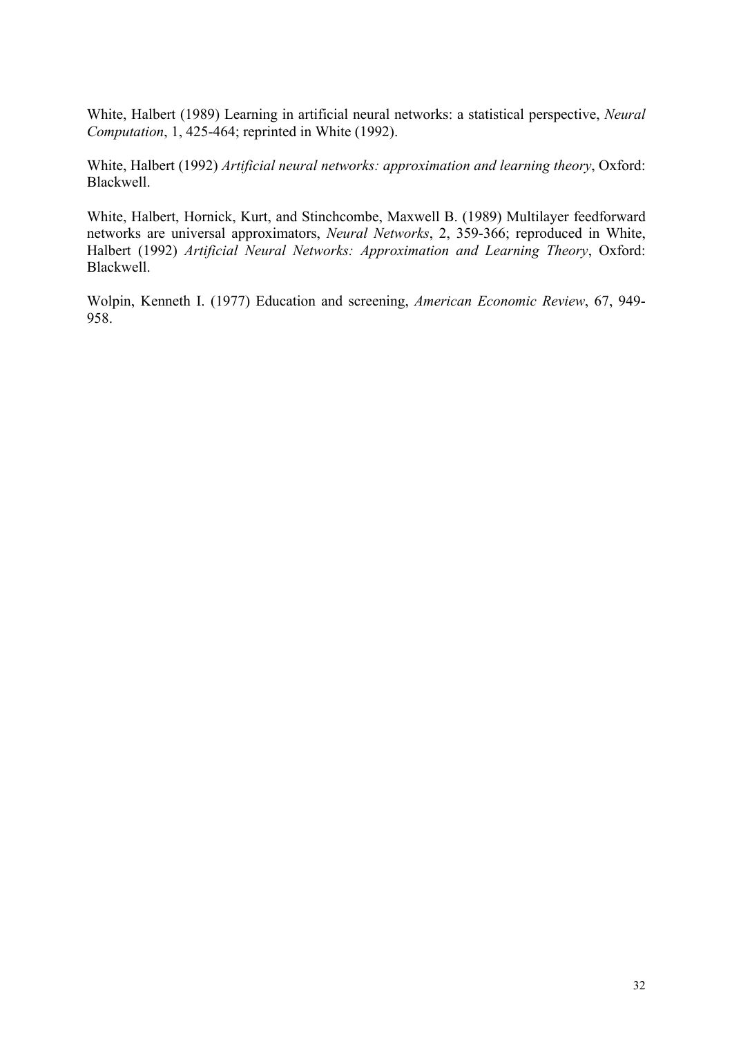White, Halbert (1989) Learning in artificial neural networks: a statistical perspective, *Neural Computation*, 1, 425-464; reprinted in White (1992).

White, Halbert (1992) *Artificial neural networks: approximation and learning theory*, Oxford: Blackwell.

White, Halbert, Hornick, Kurt, and Stinchcombe, Maxwell B. (1989) Multilayer feedforward networks are universal approximators, *Neural Networks*, 2, 359-366; reproduced in White, Halbert (1992) *Artificial Neural Networks: Approximation and Learning Theory*, Oxford: Blackwell.

Wolpin, Kenneth I. (1977) Education and screening, *American Economic Review*, 67, 949-958.